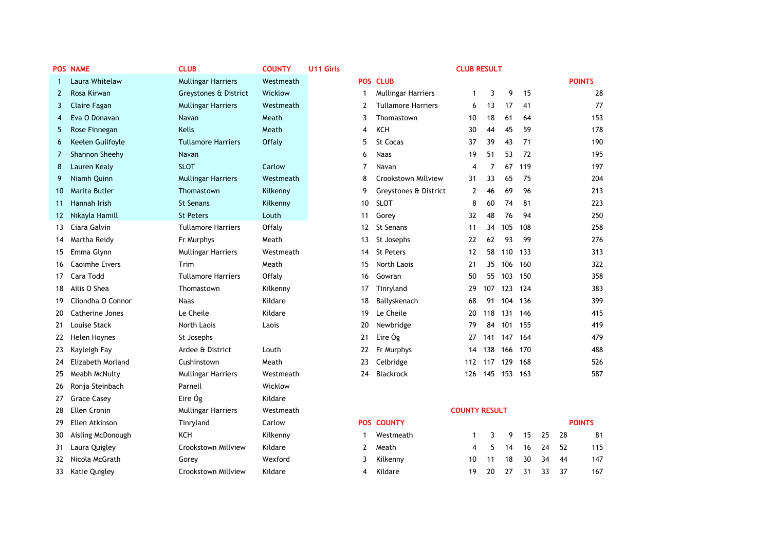## U11 Girls

| POS | NAME | CLUB | COUNTY |
|---|---|---|---|
| 1 | Laura Whitelaw | Mullingar Harriers | Westmeath |
| 2 | Rosa Kirwan | Greystones & District | Wicklow |
| 3 | Claire Fagan | Mullingar Harriers | Westmeath |
| 4 | Eva O Donavan | Navan | Meath |
| 5 | Rose Finnegan | Kells | Meath |
| 6 | Keelen Guilfoyle | Tullamore Harriers | Offaly |
| 7 | Shannon Sheehy | Navan | |
| 8 | Lauren Kealy | SLOT | Carlow |
| 9 | Niamh Quinn | Mullingar Harriers | Westmeath |
| 10 | Marita Butler | Thomastown | Kilkenny |
| 11 | Hannah Irish | St Senans | Kilkenny |
| 12 | Nikayla Hamill | St Peters | Louth |
| 13 | Ciara Galvin | Tullamore Harriers | Offaly |
| 14 | Martha Reidy | Fr Murphys | Meath |
| 15 | Emma Glynn | Mullingar Harriers | Westmeath |
| 16 | Caoimhe Eivers | Trim | Meath |
| 17 | Cara Todd | Tullamore Harriers | Offaly |
| 18 | Ailis O Shea | Thomastown | Kilkenny |
| 19 | Cliondha O Connor | Naas | Kildare |
| 20 | Catherine Jones | Le Cheile | Kildare |
| 21 | Louise Stack | North Laois | Laois |
| 22 | Helen Hoynes | St Josephs | |
| 23 | Kayleigh Fay | Ardee & District | Louth |
| 24 | Elizabeth Morland | Cushinstown | Meath |
| 25 | Meabh McNulty | Mullingar Harriers | Westmeath |
| 26 | Ronja Steinbach | Parnell | Wicklow |
| 27 | Grace Casey | Eire Óg | Kildare |
| 28 | Ellen Cronin | Mullingar Harriers | Westmeath |
| 29 | Ellen Atkinson | Tinryland | Carlow |
| 30 | Aisling McDonough | KCH | Kilkenny |
| 31 | Laura Quigley | Crookstown Millview | Kildare |
| 32 | Nicola McGrath | Gorey | Wexford |
| 33 | Katie Quigley | Crookstown Millview | Kildare |

### CLUB RESULT

| POS | CLUB | | | | | POINTS |
|---|---|---|---|---|---|---|
| 1 | Mullingar Harriers | 1 | 3 | 9 | 15 | 28 |
| 2 | Tullamore Harriers | 6 | 13 | 17 | 41 | 77 |
| 3 | Thomastown | 10 | 18 | 61 | 64 | 153 |
| 4 | KCH | 30 | 44 | 45 | 59 | 178 |
| 5 | St Cocas | 37 | 39 | 43 | 71 | 190 |
| 6 | Naas | 19 | 51 | 53 | 72 | 195 |
| 7 | Navan | 4 | 7 | 67 | 119 | 197 |
| 8 | Crookstown Millview | 31 | 33 | 65 | 75 | 204 |
| 9 | Greystones & District | 2 | 46 | 69 | 96 | 213 |
| 10 | SLOT | 8 | 60 | 74 | 81 | 223 |
| 11 | Gorey | 32 | 48 | 76 | 94 | 250 |
| 12 | St Senans | 11 | 34 | 105 | 108 | 258 |
| 13 | St Josephs | 22 | 62 | 93 | 99 | 276 |
| 14 | St Peters | 12 | 58 | 110 | 133 | 313 |
| 15 | North Laois | 21 | 35 | 106 | 160 | 322 |
| 16 | Gowran | 50 | 55 | 103 | 150 | 358 |
| 17 | Tinryland | 29 | 107 | 123 | 124 | 383 |
| 18 | Ballyskenach | 68 | 91 | 104 | 136 | 399 |
| 19 | Le Cheile | 20 | 118 | 131 | 146 | 415 |
| 20 | Newbridge | 79 | 84 | 101 | 155 | 419 |
| 21 | Eire Óg | 27 | 141 | 147 | 164 | 479 |
| 22 | Fr Murphys | 14 | 138 | 166 | 170 | 488 |
| 23 | Celbridge | 112 | 117 | 129 | 168 | 526 |
| 24 | Blackrock | 126 | 145 | 153 | 163 | 587 |

### COUNTY RESULT

| POS | COUNTY | | | | | | | POINTS |
|---|---|---|---|---|---|---|---|---|
| 1 | Westmeath | 1 | 3 | 9 | 15 | 25 | 28 | 81 |
| 2 | Meath | 4 | 5 | 14 | 16 | 24 | 52 | 115 |
| 3 | Kilkenny | 10 | 11 | 18 | 30 | 34 | 44 | 147 |
| 4 | Kildare | 19 | 20 | 27 | 31 | 33 | 37 | 167 |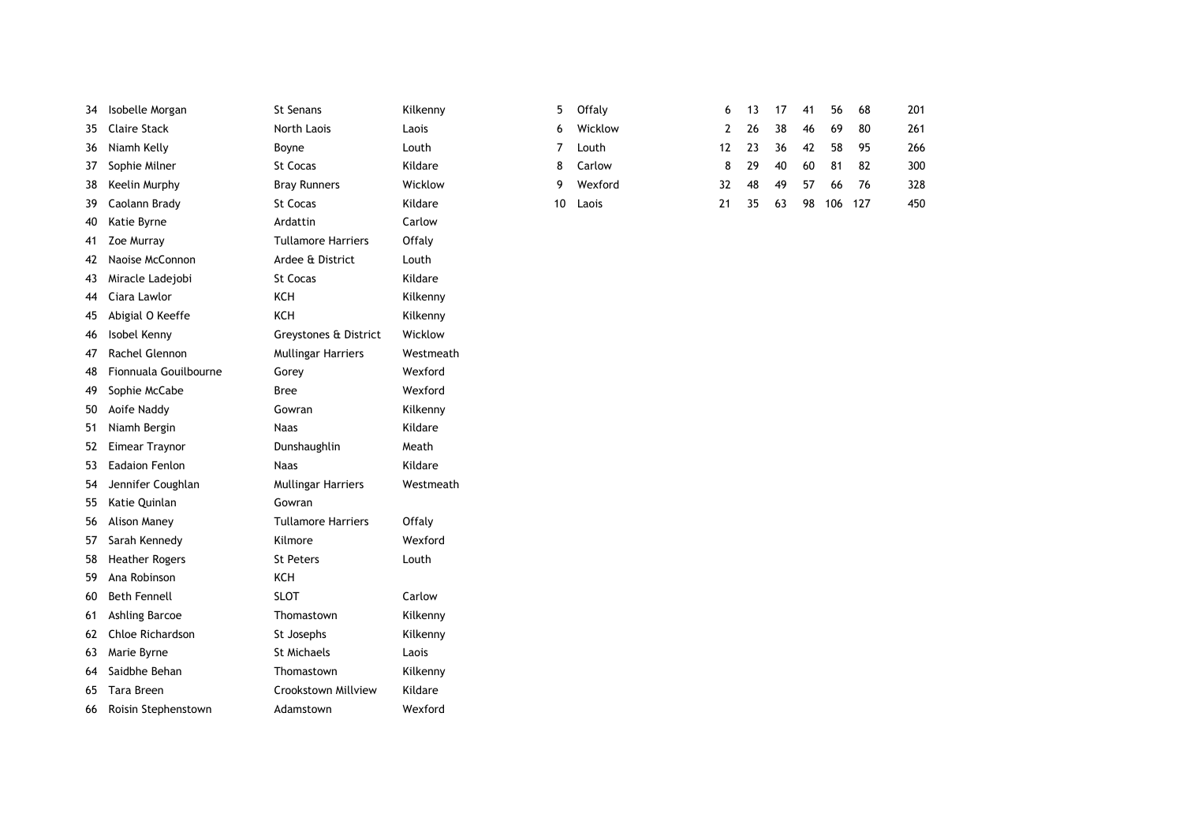| | | | |
|---|---|---|---|
| 34 | Isobelle Morgan | St Senans | Kilkenny |
| 35 | Claire Stack | North Laois | Laois |
| 36 | Niamh Kelly | Boyne | Louth |
| 37 | Sophie Milner | St Cocas | Kildare |
| 38 | Keelin Murphy | Bray Runners | Wicklow |
| 39 | Caolann Brady | St Cocas | Kildare |
| 40 | Katie Byrne | Ardattin | Carlow |
| 41 | Zoe Murray | Tullamore Harriers | Offaly |
| 42 | Naoise McConnon | Ardee & District | Louth |
| 43 | Miracle Ladejobi | St Cocas | Kildare |
| 44 | Ciara Lawlor | KCH | Kilkenny |
| 45 | Abigial O Keeffe | KCH | Kilkenny |
| 46 | Isobel Kenny | Greystones & District | Wicklow |
| 47 | Rachel Glennon | Mullingar Harriers | Westmeath |
| 48 | Fionnuala Gouilbourne | Gorey | Wexford |
| 49 | Sophie McCabe | Bree | Wexford |
| 50 | Aoife Naddy | Gowran | Kilkenny |
| 51 | Niamh Bergin | Naas | Kildare |
| 52 | Eimear Traynor | Dunshaughlin | Meath |
| 53 | Eadaion Fenlon | Naas | Kildare |
| 54 | Jennifer Coughlan | Mullingar Harriers | Westmeath |
| 55 | Katie Quinlan | Gowran | |
| 56 | Alison Maney | Tullamore Harriers | Offaly |
| 57 | Sarah Kennedy | Kilmore | Wexford |
| 58 | Heather Rogers | St Peters | Louth |
| 59 | Ana Robinson | KCH | |
| 60 | Beth Fennell | SLOT | Carlow |
| 61 | Ashling Barcoe | Thomastown | Kilkenny |
| 62 | Chloe Richardson | St Josephs | Kilkenny |
| 63 | Marie Byrne | St Michaels | Laois |
| 64 | Saidbhe Behan | Thomastown | Kilkenny |
| 65 | Tara Breen | Crookstown Millview | Kildare |
| 66 | Roisin Stephenstown | Adamstown | Wexford |

| | | | | | | | | |
|---|---|---|---|---|---|---|---|---|
| 5 | Offaly | 6 | 13 | 17 | 41 | 56 | 68 | 201 |
| 6 | Wicklow | 2 | 26 | 38 | 46 | 69 | 80 | 261 |
| 7 | Louth | 12 | 23 | 36 | 42 | 58 | 95 | 266 |
| 8 | Carlow | 8 | 29 | 40 | 60 | 81 | 82 | 300 |
| 9 | Wexford | 32 | 48 | 49 | 57 | 66 | 76 | 328 |
| 10 | Laois | 21 | 35 | 63 | 98 | 106 | 127 | 450 |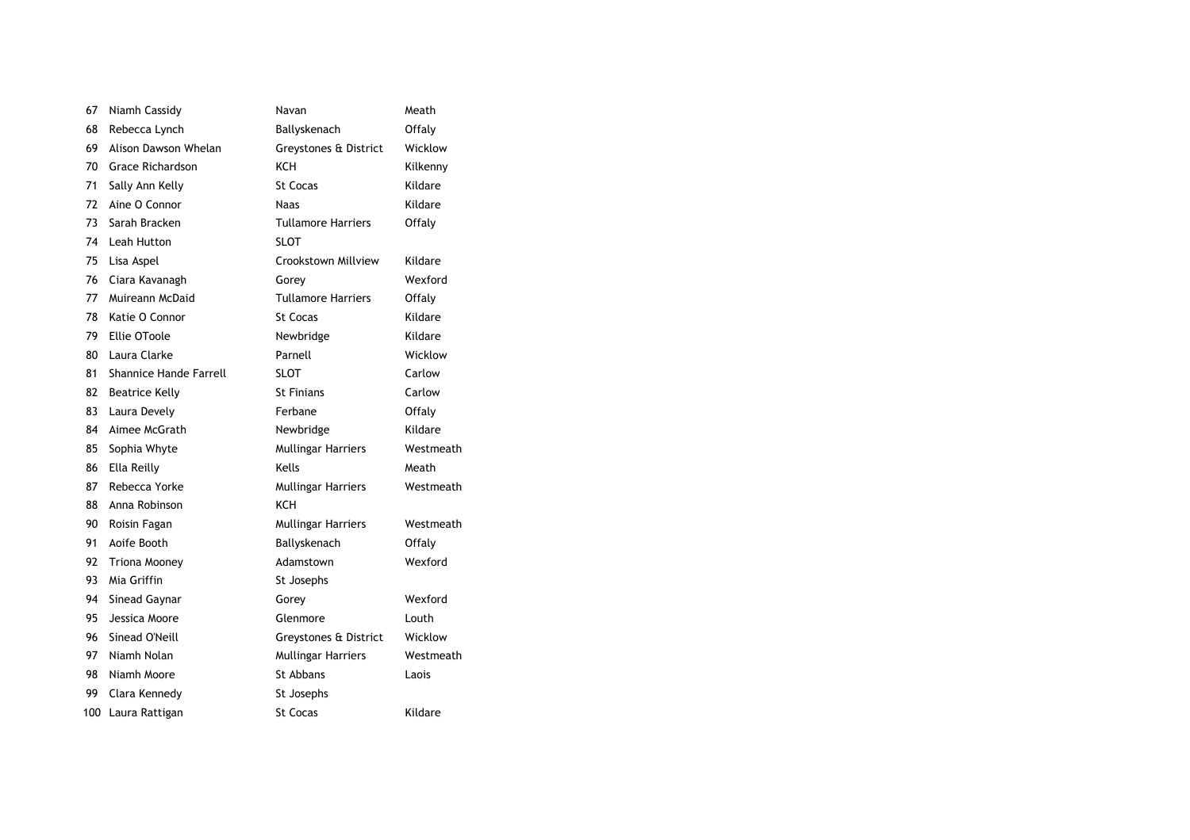| | | | |
|---|---|---|---|
| 67 | Niamh Cassidy | Navan | Meath |
| 68 | Rebecca Lynch | Ballyskenach | Offaly |
| 69 | Alison Dawson Whelan | Greystones & District | Wicklow |
| 70 | Grace Richardson | KCH | Kilkenny |
| 71 | Sally Ann Kelly | St Cocas | Kildare |
| 72 | Aine O Connor | Naas | Kildare |
| 73 | Sarah Bracken | Tullamore Harriers | Offaly |
| 74 | Leah Hutton | SLOT | |
| 75 | Lisa Aspel | Crookstown Millview | Kildare |
| 76 | Ciara Kavanagh | Gorey | Wexford |
| 77 | Muireann McDaid | Tullamore Harriers | Offaly |
| 78 | Katie O Connor | St Cocas | Kildare |
| 79 | Ellie OToole | Newbridge | Kildare |
| 80 | Laura Clarke | Parnell | Wicklow |
| 81 | Shannice Hande Farrell | SLOT | Carlow |
| 82 | Beatrice Kelly | St Finians | Carlow |
| 83 | Laura Devely | Ferbane | Offaly |
| 84 | Aimee McGrath | Newbridge | Kildare |
| 85 | Sophia Whyte | Mullingar Harriers | Westmeath |
| 86 | Ella Reilly | Kells | Meath |
| 87 | Rebecca Yorke | Mullingar Harriers | Westmeath |
| 88 | Anna Robinson | KCH | |
| 90 | Roisin Fagan | Mullingar Harriers | Westmeath |
| 91 | Aoife Booth | Ballyskenach | Offaly |
| 92 | Triona Mooney | Adamstown | Wexford |
| 93 | Mia Griffin | St Josephs | |
| 94 | Sinead Gaynar | Gorey | Wexford |
| 95 | Jessica Moore | Glenmore | Louth |
| 96 | Sinead O'Neill | Greystones & District | Wicklow |
| 97 | Niamh Nolan | Mullingar Harriers | Westmeath |
| 98 | Niamh Moore | St Abbans | Laois |
| 99 | Clara Kennedy | St Josephs | |
| 100 | Laura Rattigan | St Cocas | Kildare |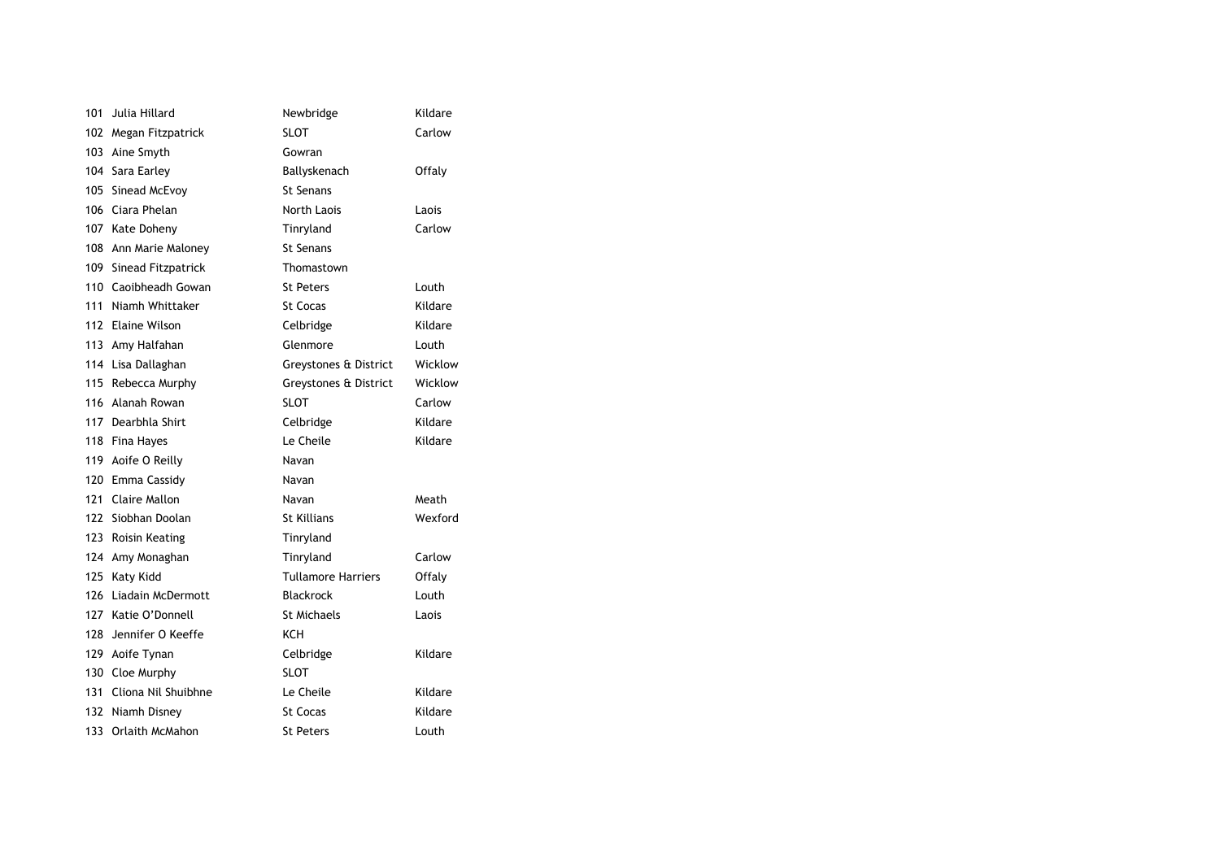| | | | |
|---|---|---|---|
| 101 | Julia Hillard | Newbridge | Kildare |
| 102 | Megan Fitzpatrick | SLOT | Carlow |
| 103 | Aine Smyth | Gowran | |
| 104 | Sara Earley | Ballyskenach | Offaly |
| 105 | Sinead McEvoy | St Senans | |
| 106 | Ciara Phelan | North Laois | Laois |
| 107 | Kate Doheny | Tinryland | Carlow |
| 108 | Ann Marie Maloney | St Senans | |
| 109 | Sinead Fitzpatrick | Thomastown | |
| 110 | Caoibheadh Gowan | St Peters | Louth |
| 111 | Niamh Whittaker | St Cocas | Kildare |
| 112 | Elaine Wilson | Celbridge | Kildare |
| 113 | Amy Halfahan | Glenmore | Louth |
| 114 | Lisa Dallaghan | Greystones & District | Wicklow |
| 115 | Rebecca Murphy | Greystones & District | Wicklow |
| 116 | Alanah Rowan | SLOT | Carlow |
| 117 | Dearbhla Shirt | Celbridge | Kildare |
| 118 | Fina Hayes | Le Cheile | Kildare |
| 119 | Aoife O Reilly | Navan | |
| 120 | Emma Cassidy | Navan | |
| 121 | Claire Mallon | Navan | Meath |
| 122 | Siobhan Doolan | St Killians | Wexford |
| 123 | Roisin Keating | Tinryland | |
| 124 | Amy Monaghan | Tinryland | Carlow |
| 125 | Katy Kidd | Tullamore Harriers | Offaly |
| 126 | Liadain McDermott | Blackrock | Louth |
| 127 | Katie O'Donnell | St Michaels | Laois |
| 128 | Jennifer O Keeffe | KCH | |
| 129 | Aoife Tynan | Celbridge | Kildare |
| 130 | Cloe Murphy | SLOT | |
| 131 | Cliona Nil Shuibhne | Le Cheile | Kildare |
| 132 | Niamh Disney | St Cocas | Kildare |
| 133 | Orlaith McMahon | St Peters | Louth |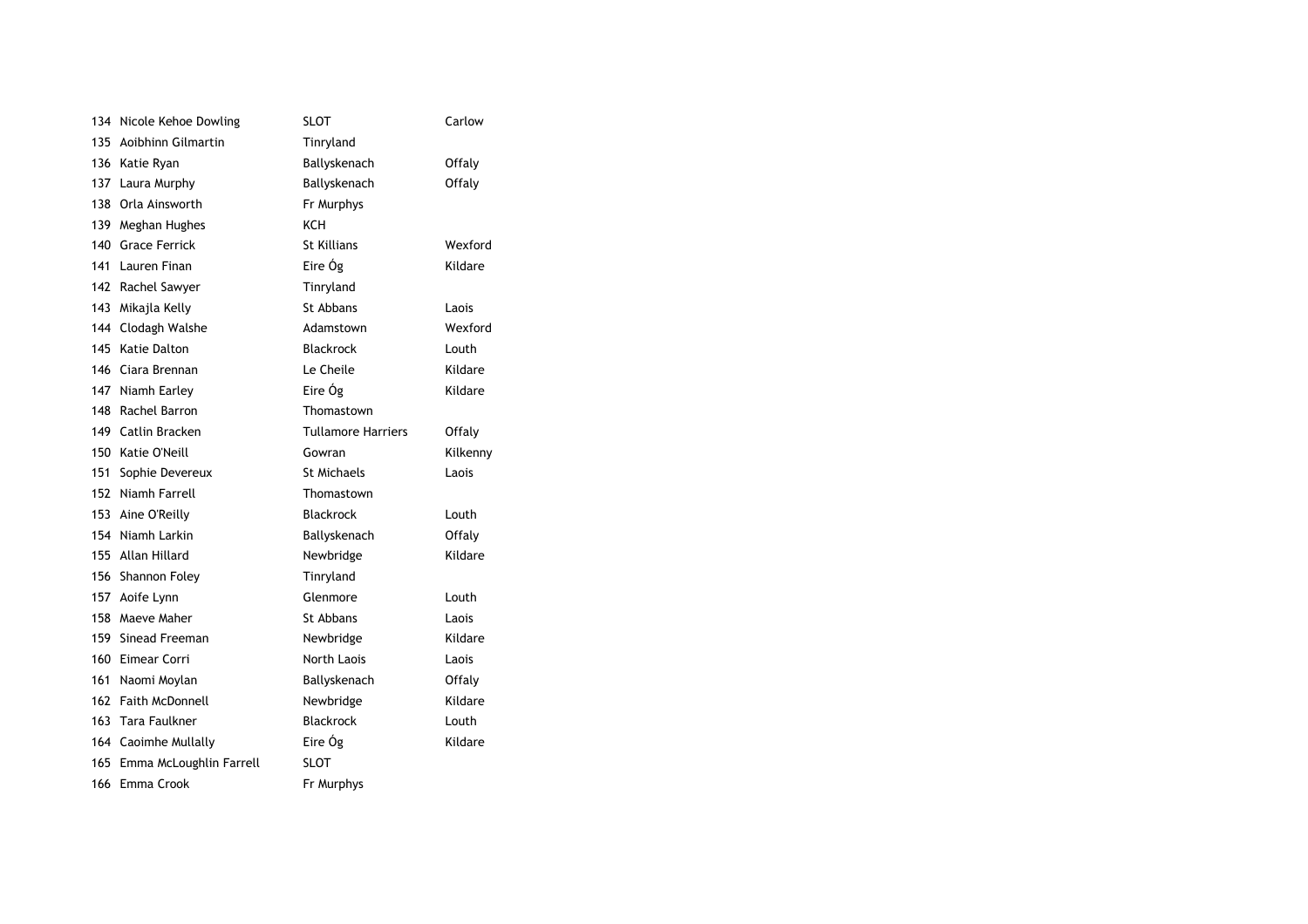| | | | |
|---|---|---|---|
| 134 | Nicole Kehoe Dowling | SLOT | Carlow |
| 135 | Aoibhinn Gilmartin | Tinryland | |
| 136 | Katie Ryan | Ballyskenach | Offaly |
| 137 | Laura Murphy | Ballyskenach | Offaly |
| 138 | Orla Ainsworth | Fr Murphys | |
| 139 | Meghan Hughes | KCH | |
| 140 | Grace Ferrick | St Killians | Wexford |
| 141 | Lauren Finan | Eire Óg | Kildare |
| 142 | Rachel Sawyer | Tinryland | |
| 143 | Mikajla Kelly | St Abbans | Laois |
| 144 | Clodagh Walshe | Adamstown | Wexford |
| 145 | Katie Dalton | Blackrock | Louth |
| 146 | Ciara Brennan | Le Cheile | Kildare |
| 147 | Niamh Earley | Eire Óg | Kildare |
| 148 | Rachel Barron | Thomastown | |
| 149 | Catlin Bracken | Tullamore Harriers | Offaly |
| 150 | Katie O'Neill | Gowran | Kilkenny |
| 151 | Sophie Devereux | St Michaels | Laois |
| 152 | Niamh Farrell | Thomastown | |
| 153 | Aine O'Reilly | Blackrock | Louth |
| 154 | Niamh Larkin | Ballyskenach | Offaly |
| 155 | Allan Hillard | Newbridge | Kildare |
| 156 | Shannon Foley | Tinryland | |
| 157 | Aoife Lynn | Glenmore | Louth |
| 158 | Maeve Maher | St Abbans | Laois |
| 159 | Sinead Freeman | Newbridge | Kildare |
| 160 | Eimear Corri | North Laois | Laois |
| 161 | Naomi Moylan | Ballyskenach | Offaly |
| 162 | Faith McDonnell | Newbridge | Kildare |
| 163 | Tara Faulkner | Blackrock | Louth |
| 164 | Caoimhe Mullally | Eire Óg | Kildare |
| 165 | Emma McLoughlin Farrell | SLOT | |
| 166 | Emma Crook | Fr Murphys | |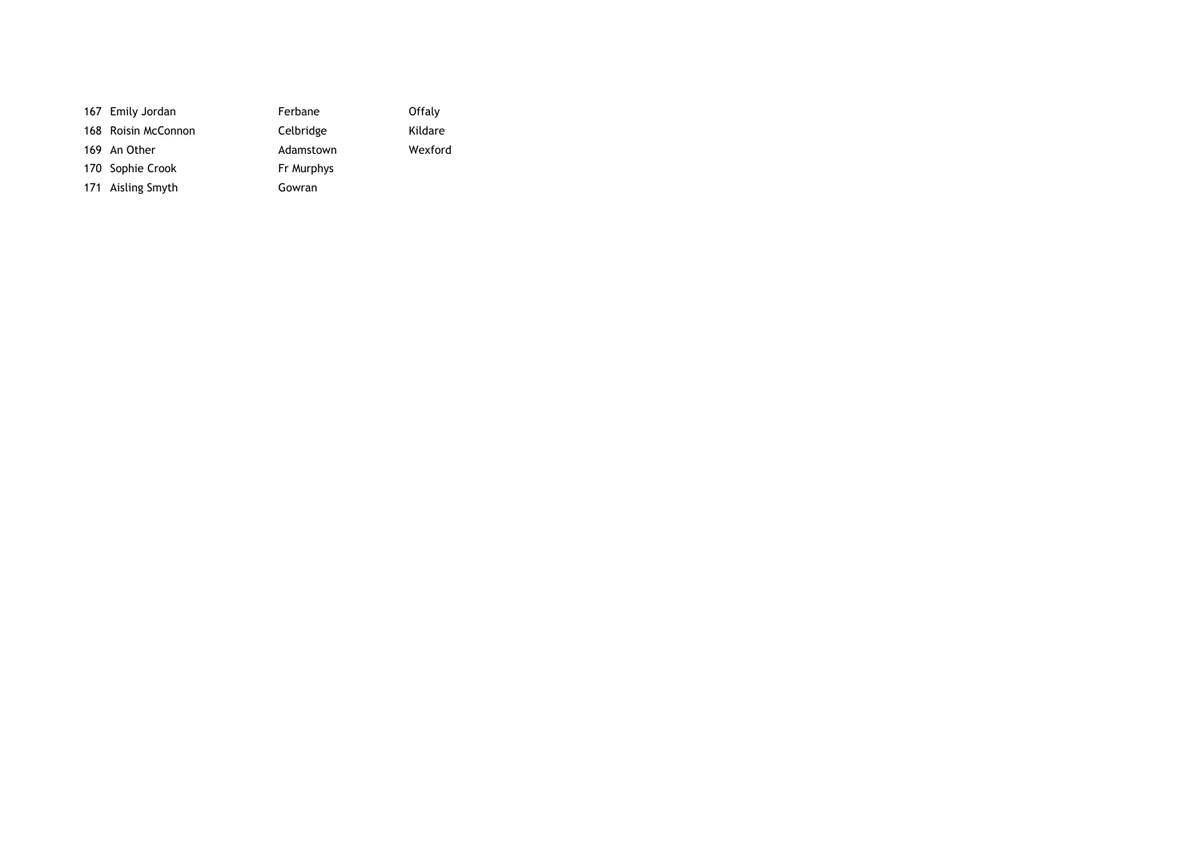| | | | |
|---|---|---|---|
| 167 | Emily Jordan | Ferbane | Offaly |
| 168 | Roisin McConnon | Celbridge | Kildare |
| 169 | An Other | Adamstown | Wexford |
| 170 | Sophie Crook | Fr Murphys | |
| 171 | Aisling Smyth | Gowran | |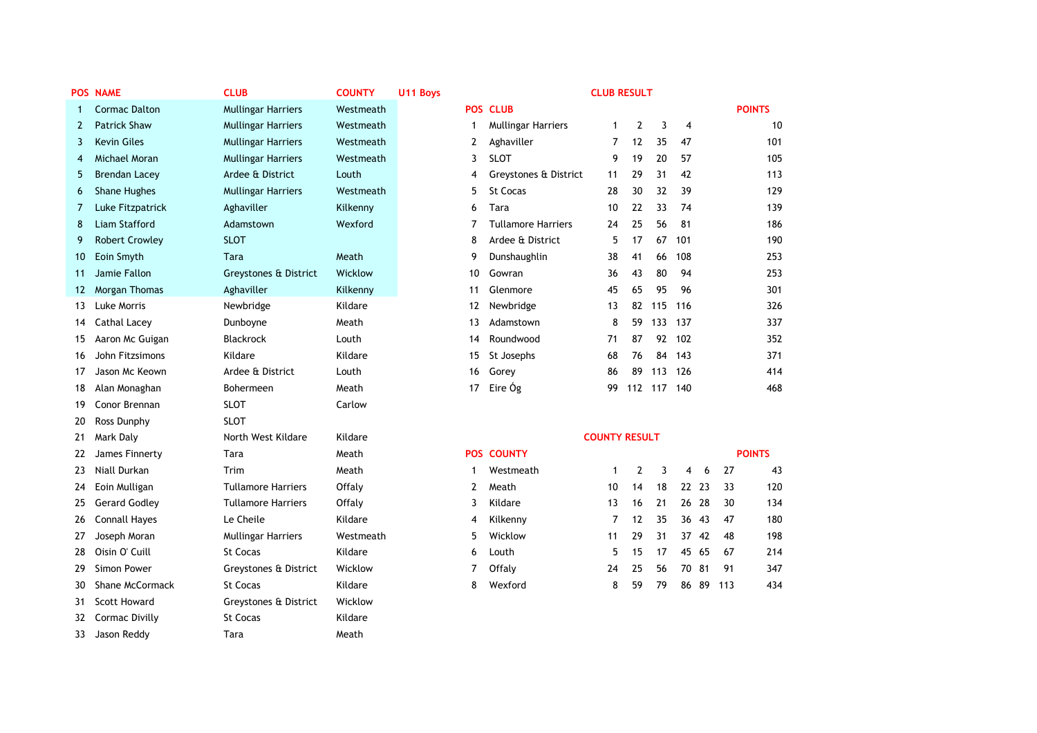## U11 Boys

| POS | NAME | CLUB | COUNTY |
|---|---|---|---|
| 1 | Cormac Dalton | Mullingar Harriers | Westmeath |
| 2 | Patrick Shaw | Mullingar Harriers | Westmeath |
| 3 | Kevin Giles | Mullingar Harriers | Westmeath |
| 4 | Michael Moran | Mullingar Harriers | Westmeath |
| 5 | Brendan Lacey | Ardee & District | Louth |
| 6 | Shane Hughes | Mullingar Harriers | Westmeath |
| 7 | Luke Fitzpatrick | Aghaviller | Kilkenny |
| 8 | Liam Stafford | Adamstown | Wexford |
| 9 | Robert Crowley | SLOT | |
| 10 | Eoin Smyth | Tara | Meath |
| 11 | Jamie Fallon | Greystones & District | Wicklow |
| 12 | Morgan Thomas | Aghaviller | Kilkenny |
| 13 | Luke Morris | Newbridge | Kildare |
| 14 | Cathal Lacey | Dunboyne | Meath |
| 15 | Aaron Mc Guigan | Blackrock | Louth |
| 16 | John Fitzsimons | Kildare | Kildare |
| 17 | Jason Mc Keown | Ardee & District | Louth |
| 18 | Alan Monaghan | Bohermeen | Meath |
| 19 | Conor Brennan | SLOT | Carlow |
| 20 | Ross Dunphy | SLOT | |
| 21 | Mark Daly | North West Kildare | Kildare |
| 22 | James Finnerty | Tara | Meath |
| 23 | Niall Durkan | Trim | Meath |
| 24 | Eoin Mulligan | Tullamore Harriers | Offaly |
| 25 | Gerard Godley | Tullamore Harriers | Offaly |
| 26 | Connall Hayes | Le Cheile | Kildare |
| 27 | Joseph Moran | Mullingar Harriers | Westmeath |
| 28 | Oisin O' Cuill | St Cocas | Kildare |
| 29 | Simon Power | Greystones & District | Wicklow |
| 30 | Shane McCormack | St Cocas | Kildare |
| 31 | Scott Howard | Greystones & District | Wicklow |
| 32 | Cormac Divilly | St Cocas | Kildare |
| 33 | Jason Reddy | Tara | Meath |

### CLUB RESULT

| POS | CLUB | | | | | POINTS |
|---|---|---|---|---|---|---|
| 1 | Mullingar Harriers | 1 | 2 | 3 | 4 | 10 |
| 2 | Aghaviller | 7 | 12 | 35 | 47 | 101 |
| 3 | SLOT | 9 | 19 | 20 | 57 | 105 |
| 4 | Greystones & District | 11 | 29 | 31 | 42 | 113 |
| 5 | St Cocas | 28 | 30 | 32 | 39 | 129 |
| 6 | Tara | 10 | 22 | 33 | 74 | 139 |
| 7 | Tullamore Harriers | 24 | 25 | 56 | 81 | 186 |
| 8 | Ardee & District | 5 | 17 | 67 | 101 | 190 |
| 9 | Dunshaughlin | 38 | 41 | 66 | 108 | 253 |
| 10 | Gowran | 36 | 43 | 80 | 94 | 253 |
| 11 | Glenmore | 45 | 65 | 95 | 96 | 301 |
| 12 | Newbridge | 13 | 82 | 115 | 116 | 326 |
| 13 | Adamstown | 8 | 59 | 133 | 137 | 337 |
| 14 | Roundwood | 71 | 87 | 92 | 102 | 352 |
| 15 | St Josephs | 68 | 76 | 84 | 143 | 371 |
| 16 | Gorey | 86 | 89 | 113 | 126 | 414 |
| 17 | Eire Óg | 99 | 112 | 117 | 140 | 468 |

### COUNTY RESULT

| POS | COUNTY | | | | | | | POINTS |
|---|---|---|---|---|---|---|---|---|
| 1 | Westmeath | 1 | 2 | 3 | 4 | 6 | 27 | 43 |
| 2 | Meath | 10 | 14 | 18 | 22 | 23 | 33 | 120 |
| 3 | Kildare | 13 | 16 | 21 | 26 | 28 | 30 | 134 |
| 4 | Kilkenny | 7 | 12 | 35 | 36 | 43 | 47 | 180 |
| 5 | Wicklow | 11 | 29 | 31 | 37 | 42 | 48 | 198 |
| 6 | Louth | 5 | 15 | 17 | 45 | 65 | 67 | 214 |
| 7 | Offaly | 24 | 25 | 56 | 70 | 81 | 91 | 347 |
| 8 | Wexford | 8 | 59 | 79 | 86 | 89 | 113 | 434 |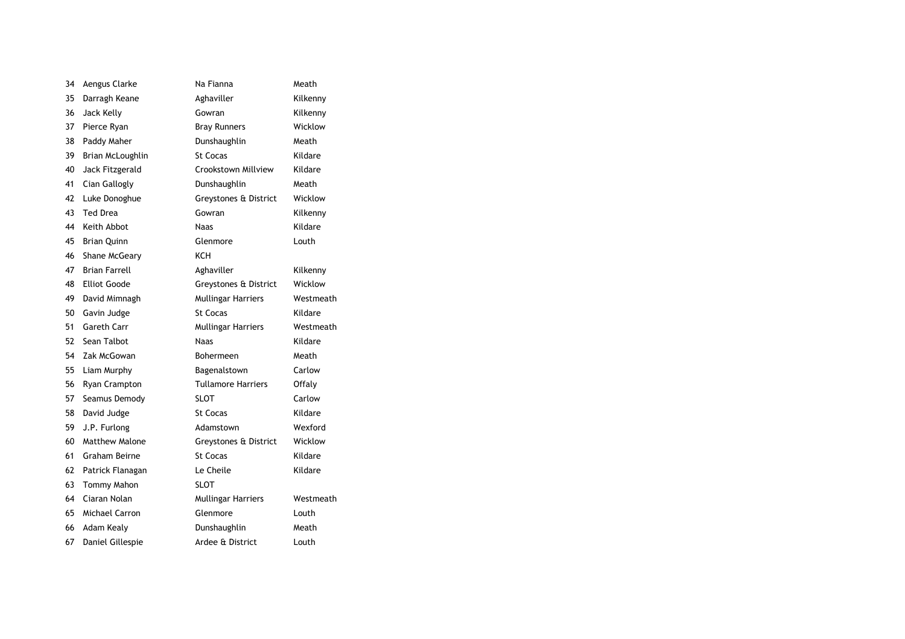| | | | |
|---|---|---|---|
| 34 | Aengus Clarke | Na Fianna | Meath |
| 35 | Darragh Keane | Aghaviller | Kilkenny |
| 36 | Jack Kelly | Gowran | Kilkenny |
| 37 | Pierce Ryan | Bray Runners | Wicklow |
| 38 | Paddy Maher | Dunshaughlin | Meath |
| 39 | Brian McLoughlin | St Cocas | Kildare |
| 40 | Jack Fitzgerald | Crookstown Millview | Kildare |
| 41 | Cian Gallogly | Dunshaughlin | Meath |
| 42 | Luke Donoghue | Greystones & District | Wicklow |
| 43 | Ted Drea | Gowran | Kilkenny |
| 44 | Keith Abbot | Naas | Kildare |
| 45 | Brian Quinn | Glenmore | Louth |
| 46 | Shane McGeary | KCH | |
| 47 | Brian Farrell | Aghaviller | Kilkenny |
| 48 | Elliot Goode | Greystones & District | Wicklow |
| 49 | David Mimnagh | Mullingar Harriers | Westmeath |
| 50 | Gavin Judge | St Cocas | Kildare |
| 51 | Gareth Carr | Mullingar Harriers | Westmeath |
| 52 | Sean Talbot | Naas | Kildare |
| 54 | Zak McGowan | Bohermeen | Meath |
| 55 | Liam Murphy | Bagenalstown | Carlow |
| 56 | Ryan Crampton | Tullamore Harriers | Offaly |
| 57 | Seamus Demody | SLOT | Carlow |
| 58 | David Judge | St Cocas | Kildare |
| 59 | J.P. Furlong | Adamstown | Wexford |
| 60 | Matthew Malone | Greystones & District | Wicklow |
| 61 | Graham Beirne | St Cocas | Kildare |
| 62 | Patrick Flanagan | Le Cheile | Kildare |
| 63 | Tommy Mahon | SLOT | |
| 64 | Ciaran Nolan | Mullingar Harriers | Westmeath |
| 65 | Michael Carron | Glenmore | Louth |
| 66 | Adam Kealy | Dunshaughlin | Meath |
| 67 | Daniel Gillespie | Ardee & District | Louth |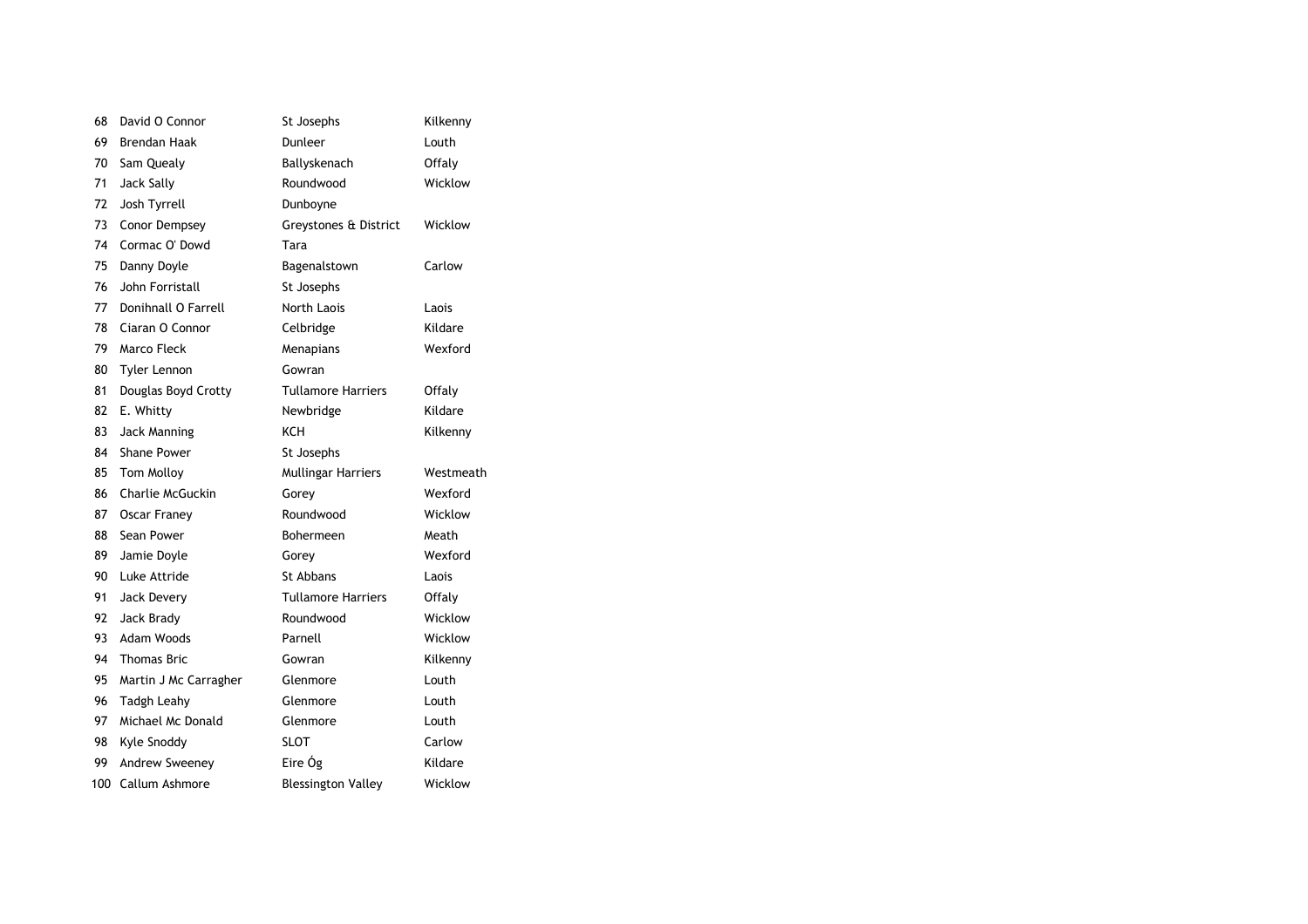| | | | |
|---|---|---|---|
| 68 | David O Connor | St Josephs | Kilkenny |
| 69 | Brendan Haak | Dunleer | Louth |
| 70 | Sam Quealy | Ballyskenach | Offaly |
| 71 | Jack Sally | Roundwood | Wicklow |
| 72 | Josh Tyrrell | Dunboyne | |
| 73 | Conor Dempsey | Greystones & District | Wicklow |
| 74 | Cormac O' Dowd | Tara | |
| 75 | Danny Doyle | Bagenalstown | Carlow |
| 76 | John Forristall | St Josephs | |
| 77 | Donihnall O Farrell | North Laois | Laois |
| 78 | Ciaran O Connor | Celbridge | Kildare |
| 79 | Marco Fleck | Menapians | Wexford |
| 80 | Tyler Lennon | Gowran | |
| 81 | Douglas Boyd Crotty | Tullamore Harriers | Offaly |
| 82 | E. Whitty | Newbridge | Kildare |
| 83 | Jack Manning | KCH | Kilkenny |
| 84 | Shane Power | St Josephs | |
| 85 | Tom Molloy | Mullingar Harriers | Westmeath |
| 86 | Charlie McGuckin | Gorey | Wexford |
| 87 | Oscar Franey | Roundwood | Wicklow |
| 88 | Sean Power | Bohermeen | Meath |
| 89 | Jamie Doyle | Gorey | Wexford |
| 90 | Luke Attride | St Abbans | Laois |
| 91 | Jack Devery | Tullamore Harriers | Offaly |
| 92 | Jack Brady | Roundwood | Wicklow |
| 93 | Adam Woods | Parnell | Wicklow |
| 94 | Thomas Bric | Gowran | Kilkenny |
| 95 | Martin J Mc Carragher | Glenmore | Louth |
| 96 | Tadgh Leahy | Glenmore | Louth |
| 97 | Michael Mc Donald | Glenmore | Louth |
| 98 | Kyle Snoddy | SLOT | Carlow |
| 99 | Andrew Sweeney | Eire Óg | Kildare |
| 100 | Callum Ashmore | Blessington Valley | Wicklow |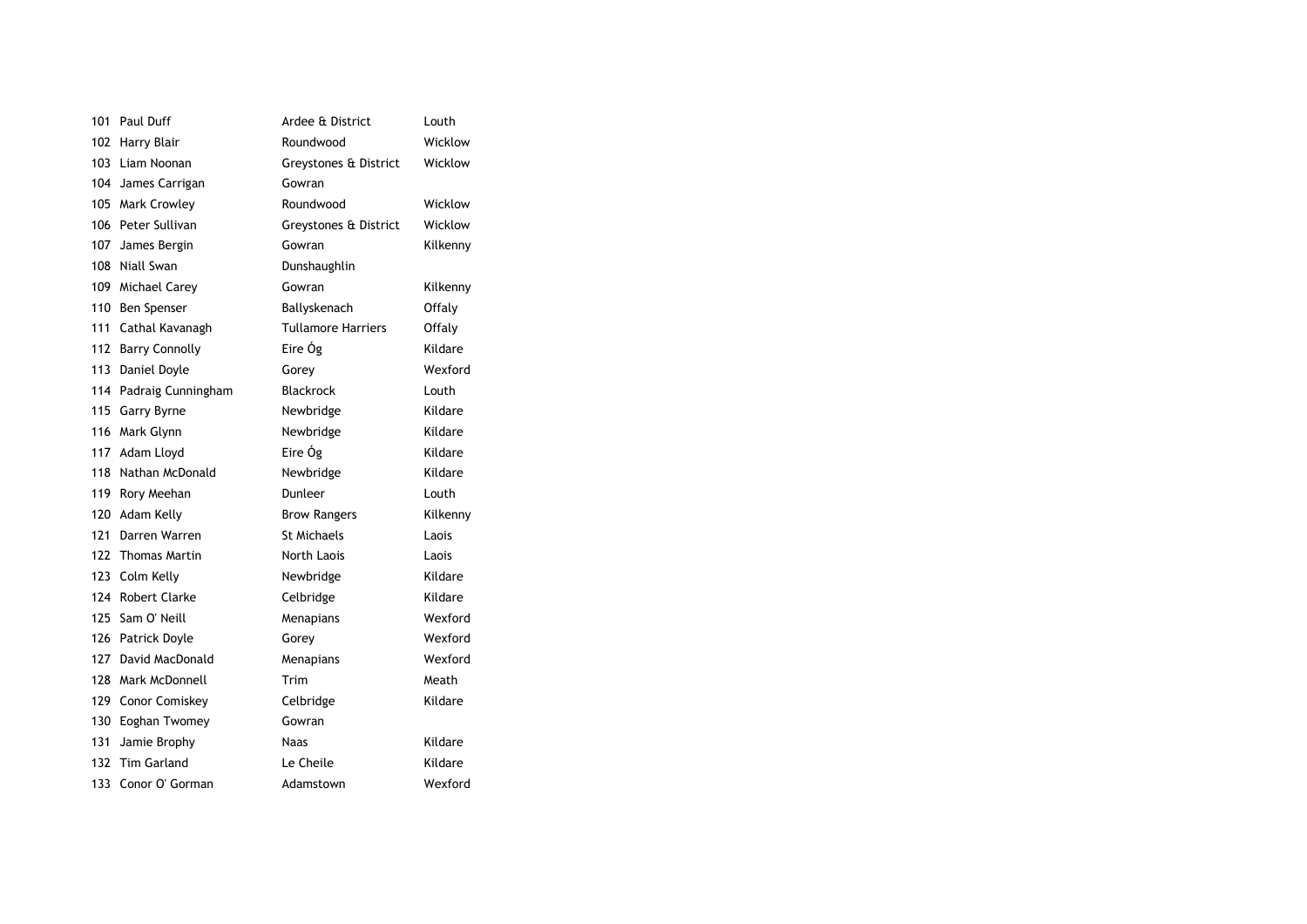| | | | |
|---|---|---|---|
| 101 | Paul Duff | Ardee & District | Louth |
| 102 | Harry Blair | Roundwood | Wicklow |
| 103 | Liam Noonan | Greystones & District | Wicklow |
| 104 | James Carrigan | Gowran | |
| 105 | Mark Crowley | Roundwood | Wicklow |
| 106 | Peter Sullivan | Greystones & District | Wicklow |
| 107 | James Bergin | Gowran | Kilkenny |
| 108 | Niall Swan | Dunshaughlin | |
| 109 | Michael Carey | Gowran | Kilkenny |
| 110 | Ben Spenser | Ballyskenach | Offaly |
| 111 | Cathal Kavanagh | Tullamore Harriers | Offaly |
| 112 | Barry Connolly | Eire Óg | Kildare |
| 113 | Daniel Doyle | Gorey | Wexford |
| 114 | Padraig Cunningham | Blackrock | Louth |
| 115 | Garry Byrne | Newbridge | Kildare |
| 116 | Mark Glynn | Newbridge | Kildare |
| 117 | Adam Lloyd | Eire Óg | Kildare |
| 118 | Nathan McDonald | Newbridge | Kildare |
| 119 | Rory Meehan | Dunleer | Louth |
| 120 | Adam Kelly | Brow Rangers | Kilkenny |
| 121 | Darren Warren | St Michaels | Laois |
| 122 | Thomas Martin | North Laois | Laois |
| 123 | Colm Kelly | Newbridge | Kildare |
| 124 | Robert Clarke | Celbridge | Kildare |
| 125 | Sam O' Neill | Menapians | Wexford |
| 126 | Patrick Doyle | Gorey | Wexford |
| 127 | David MacDonald | Menapians | Wexford |
| 128 | Mark McDonnell | Trim | Meath |
| 129 | Conor Comiskey | Celbridge | Kildare |
| 130 | Eoghan Twomey | Gowran | |
| 131 | Jamie Brophy | Naas | Kildare |
| 132 | Tim Garland | Le Cheile | Kildare |
| 133 | Conor O' Gorman | Adamstown | Wexford |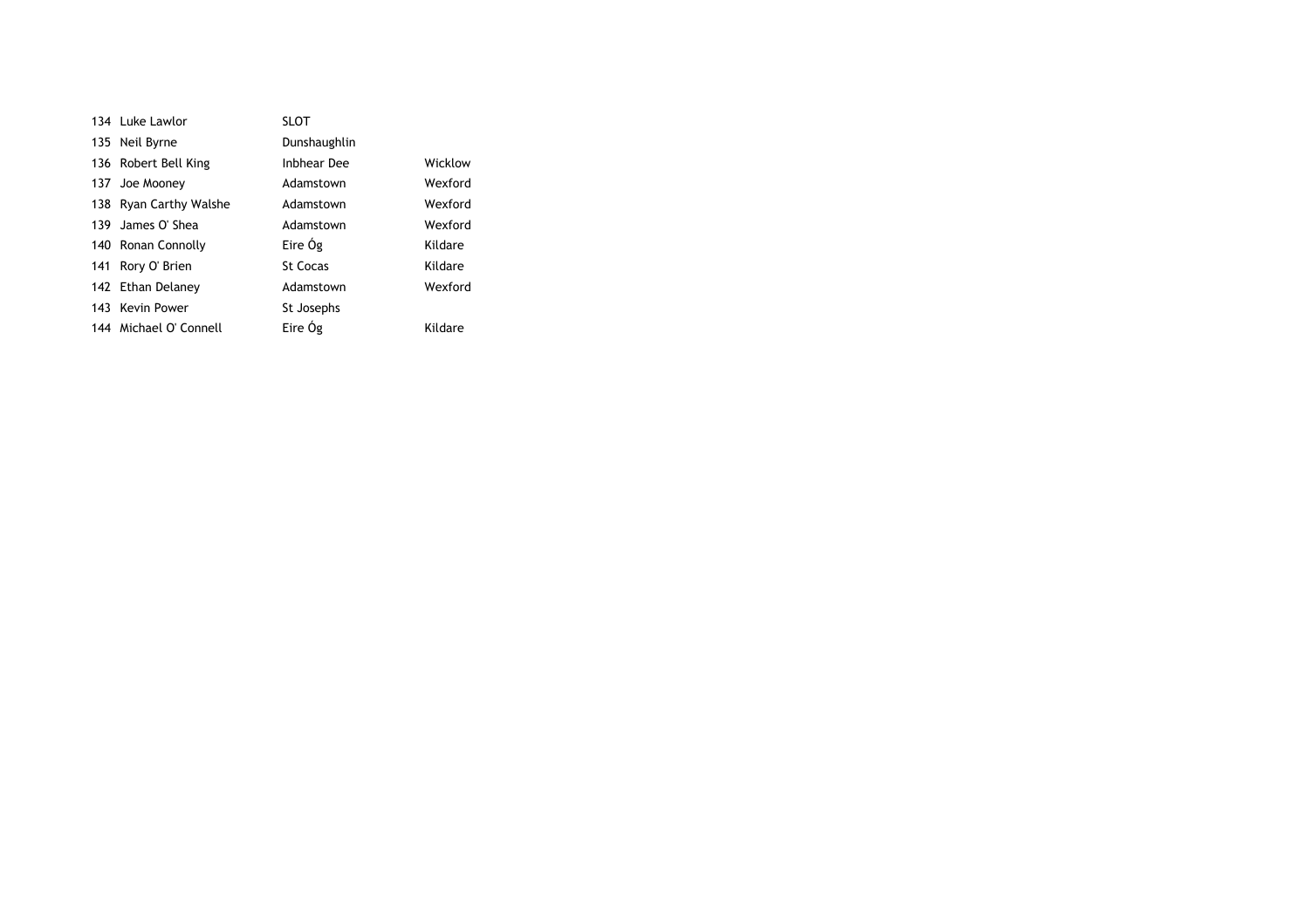| | | | |
|---|---|---|---|
| 134 | Luke Lawlor | SLOT | |
| 135 | Neil Byrne | Dunshaughlin | |
| 136 | Robert Bell King | Inbhear Dee | Wicklow |
| 137 | Joe Mooney | Adamstown | Wexford |
| 138 | Ryan Carthy Walshe | Adamstown | Wexford |
| 139 | James O' Shea | Adamstown | Wexford |
| 140 | Ronan Connolly | Eire Óg | Kildare |
| 141 | Rory O' Brien | St Cocas | Kildare |
| 142 | Ethan Delaney | Adamstown | Wexford |
| 143 | Kevin Power | St Josephs | |
| 144 | Michael O' Connell | Eire Óg | Kildare |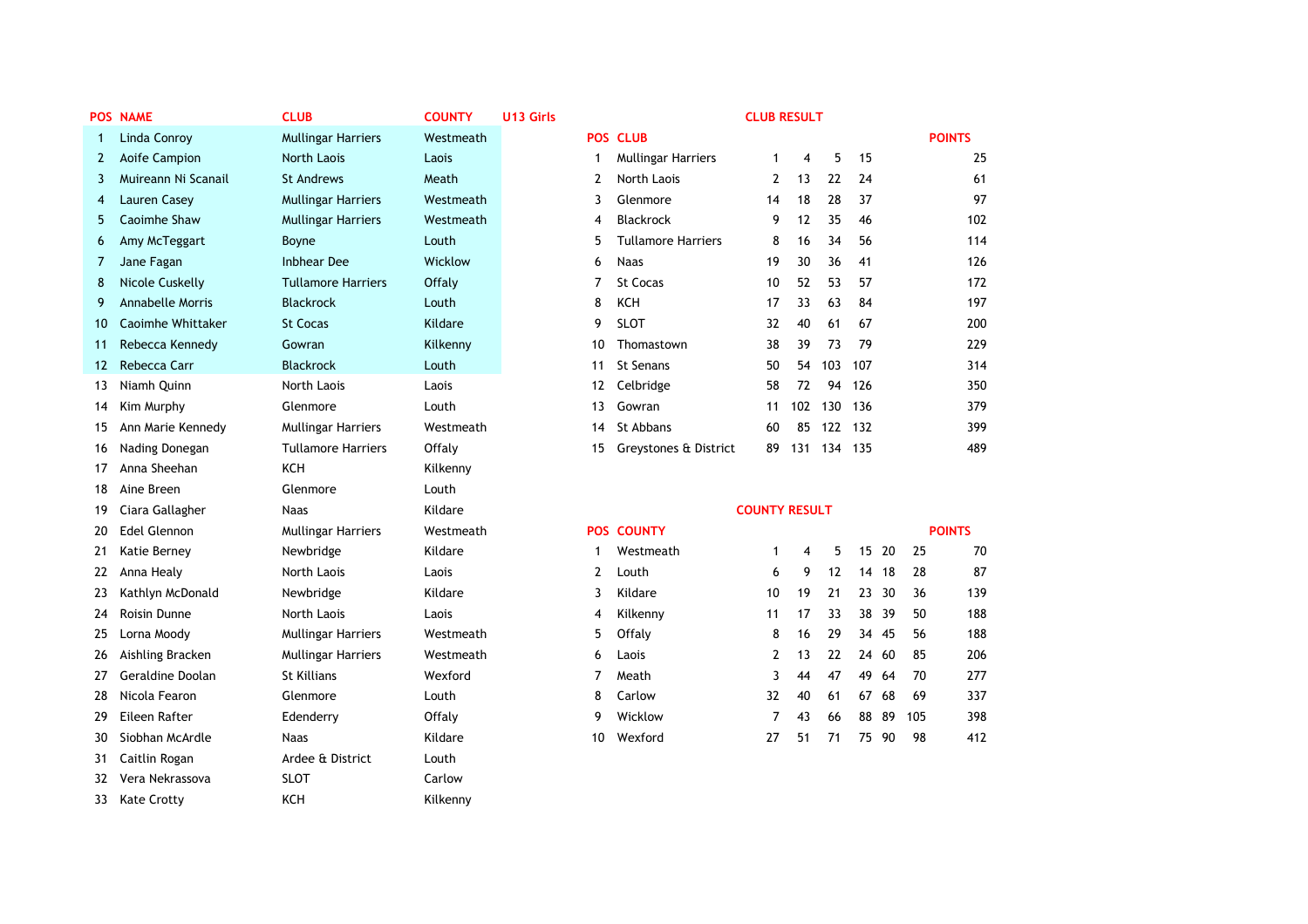## U13 Girls

| POS | NAME | CLUB | COUNTY |
|---|---|---|---|
| 1 | Linda Conroy | Mullingar Harriers | Westmeath |
| 2 | Aoife Campion | North Laois | Laois |
| 3 | Muireann Ni Scanail | St Andrews | Meath |
| 4 | Lauren Casey | Mullingar Harriers | Westmeath |
| 5 | Caoimhe Shaw | Mullingar Harriers | Westmeath |
| 6 | Amy McTeggart | Boyne | Louth |
| 7 | Jane Fagan | Inbhear Dee | Wicklow |
| 8 | Nicole Cuskelly | Tullamore Harriers | Offaly |
| 9 | Annabelle Morris | Blackrock | Louth |
| 10 | Caoimhe Whittaker | St Cocas | Kildare |
| 11 | Rebecca Kennedy | Gowran | Kilkenny |
| 12 | Rebecca Carr | Blackrock | Louth |
| 13 | Niamh Quinn | North Laois | Laois |
| 14 | Kim Murphy | Glenmore | Louth |
| 15 | Ann Marie Kennedy | Mullingar Harriers | Westmeath |
| 16 | Nading Donegan | Tullamore Harriers | Offaly |
| 17 | Anna Sheehan | KCH | Kilkenny |
| 18 | Aine Breen | Glenmore | Louth |
| 19 | Ciara Gallagher | Naas | Kildare |
| 20 | Edel Glennon | Mullingar Harriers | Westmeath |
| 21 | Katie Berney | Newbridge | Kildare |
| 22 | Anna Healy | North Laois | Laois |
| 23 | Kathlyn McDonald | Newbridge | Kildare |
| 24 | Roisin Dunne | North Laois | Laois |
| 25 | Lorna Moody | Mullingar Harriers | Westmeath |
| 26 | Aishling Bracken | Mullingar Harriers | Westmeath |
| 27 | Geraldine Doolan | St Killians | Wexford |
| 28 | Nicola Fearon | Glenmore | Louth |
| 29 | Eileen Rafter | Edenderry | Offaly |
| 30 | Siobhan McArdle | Naas | Kildare |
| 31 | Caitlin Rogan | Ardee & District | Louth |
| 32 | Vera Nekrassova | SLOT | Carlow |
| 33 | Kate Crotty | KCH | Kilkenny |

### CLUB RESULT

| POS | CLUB | | | | | POINTS |
|---|---|---|---|---|---|---|
| 1 | Mullingar Harriers | 1 | 4 | 5 | 15 | 25 |
| 2 | North Laois | 2 | 13 | 22 | 24 | 61 |
| 3 | Glenmore | 14 | 18 | 28 | 37 | 97 |
| 4 | Blackrock | 9 | 12 | 35 | 46 | 102 |
| 5 | Tullamore Harriers | 8 | 16 | 34 | 56 | 114 |
| 6 | Naas | 19 | 30 | 36 | 41 | 126 |
| 7 | St Cocas | 10 | 52 | 53 | 57 | 172 |
| 8 | KCH | 17 | 33 | 63 | 84 | 197 |
| 9 | SLOT | 32 | 40 | 61 | 67 | 200 |
| 10 | Thomastown | 38 | 39 | 73 | 79 | 229 |
| 11 | St Senans | 50 | 54 | 103 | 107 | 314 |
| 12 | Celbridge | 58 | 72 | 94 | 126 | 350 |
| 13 | Gowran | 11 | 102 | 130 | 136 | 379 |
| 14 | St Abbans | 60 | 85 | 122 | 132 | 399 |
| 15 | Greystones & District | 89 | 131 | 134 | 135 | 489 |

### COUNTY RESULT

| POS | COUNTY | | | | | | | POINTS |
|---|---|---|---|---|---|---|---|---|
| 1 | Westmeath | 1 | 4 | 5 | 15 | 20 | 25 | 70 |
| 2 | Louth | 6 | 9 | 12 | 14 | 18 | 28 | 87 |
| 3 | Kildare | 10 | 19 | 21 | 23 | 30 | 36 | 139 |
| 4 | Kilkenny | 11 | 17 | 33 | 38 | 39 | 50 | 188 |
| 5 | Offaly | 8 | 16 | 29 | 34 | 45 | 56 | 188 |
| 6 | Laois | 2 | 13 | 22 | 24 | 60 | 85 | 206 |
| 7 | Meath | 3 | 44 | 47 | 49 | 64 | 70 | 277 |
| 8 | Carlow | 32 | 40 | 61 | 67 | 68 | 69 | 337 |
| 9 | Wicklow | 7 | 43 | 66 | 88 | 89 | 105 | 398 |
| 10 | Wexford | 27 | 51 | 71 | 75 | 90 | 98 | 412 |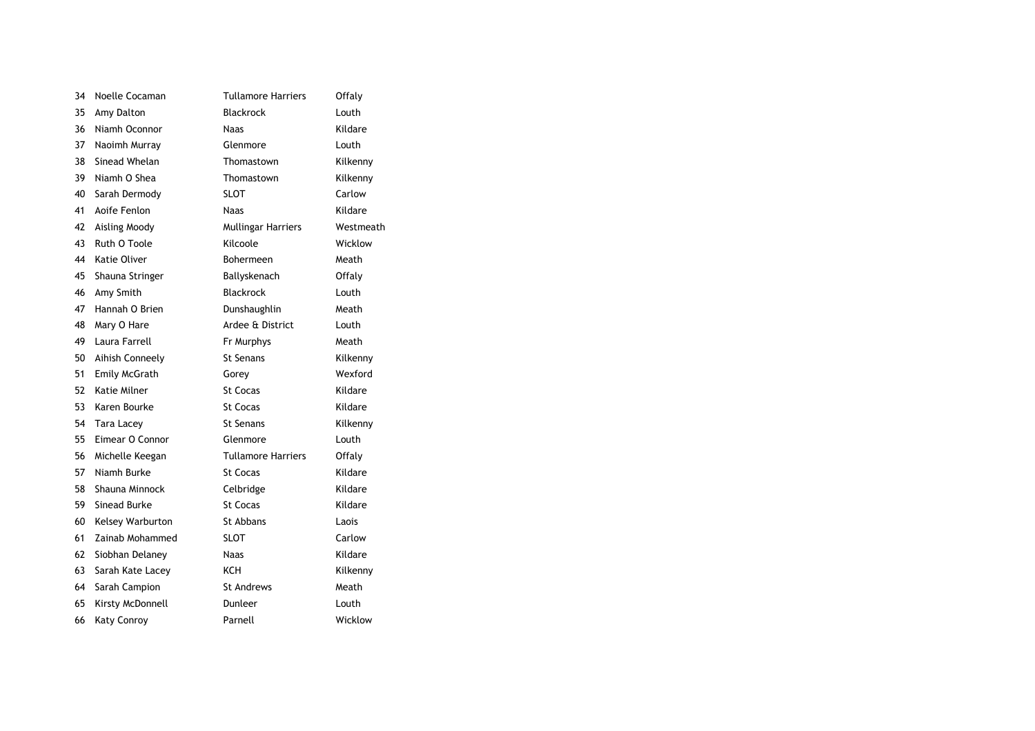| | | | |
|---|---|---|---|
| 34 | Noelle Cocaman | Tullamore Harriers | Offaly |
| 35 | Amy Dalton | Blackrock | Louth |
| 36 | Niamh Oconnor | Naas | Kildare |
| 37 | Naoimh Murray | Glenmore | Louth |
| 38 | Sinead Whelan | Thomastown | Kilkenny |
| 39 | Niamh O Shea | Thomastown | Kilkenny |
| 40 | Sarah Dermody | SLOT | Carlow |
| 41 | Aoife Fenlon | Naas | Kildare |
| 42 | Aisling Moody | Mullingar Harriers | Westmeath |
| 43 | Ruth O Toole | Kilcoole | Wicklow |
| 44 | Katie Oliver | Bohermeen | Meath |
| 45 | Shauna Stringer | Ballyskenach | Offaly |
| 46 | Amy Smith | Blackrock | Louth |
| 47 | Hannah O Brien | Dunshaughlin | Meath |
| 48 | Mary O Hare | Ardee & District | Louth |
| 49 | Laura Farrell | Fr Murphys | Meath |
| 50 | Aihish Conneely | St Senans | Kilkenny |
| 51 | Emily McGrath | Gorey | Wexford |
| 52 | Katie Milner | St Cocas | Kildare |
| 53 | Karen Bourke | St Cocas | Kildare |
| 54 | Tara Lacey | St Senans | Kilkenny |
| 55 | Eimear O Connor | Glenmore | Louth |
| 56 | Michelle Keegan | Tullamore Harriers | Offaly |
| 57 | Niamh Burke | St Cocas | Kildare |
| 58 | Shauna Minnock | Celbridge | Kildare |
| 59 | Sinead Burke | St Cocas | Kildare |
| 60 | Kelsey Warburton | St Abbans | Laois |
| 61 | Zainab Mohammed | SLOT | Carlow |
| 62 | Siobhan Delaney | Naas | Kildare |
| 63 | Sarah Kate Lacey | KCH | Kilkenny |
| 64 | Sarah Campion | St Andrews | Meath |
| 65 | Kirsty McDonnell | Dunleer | Louth |
| 66 | Katy Conroy | Parnell | Wicklow |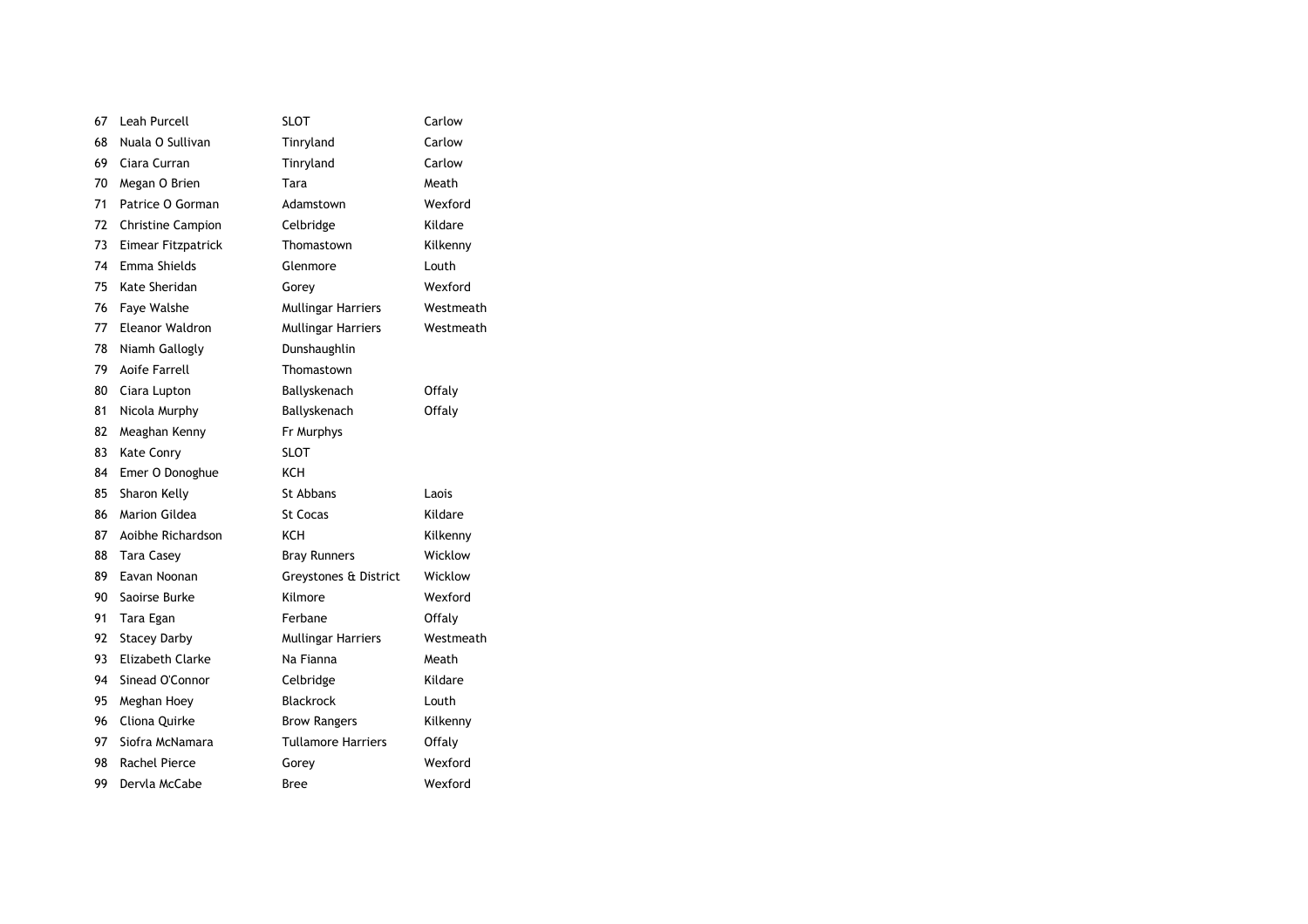| | | | |
|---|---|---|---|
| 67 | Leah Purcell | SLOT | Carlow |
| 68 | Nuala O Sullivan | Tinryland | Carlow |
| 69 | Ciara Curran | Tinryland | Carlow |
| 70 | Megan O Brien | Tara | Meath |
| 71 | Patrice O Gorman | Adamstown | Wexford |
| 72 | Christine Campion | Celbridge | Kildare |
| 73 | Eimear Fitzpatrick | Thomastown | Kilkenny |
| 74 | Emma Shields | Glenmore | Louth |
| 75 | Kate Sheridan | Gorey | Wexford |
| 76 | Faye Walshe | Mullingar Harriers | Westmeath |
| 77 | Eleanor Waldron | Mullingar Harriers | Westmeath |
| 78 | Niamh Gallogly | Dunshaughlin | |
| 79 | Aoife Farrell | Thomastown | |
| 80 | Ciara Lupton | Ballyskenach | Offaly |
| 81 | Nicola Murphy | Ballyskenach | Offaly |
| 82 | Meaghan Kenny | Fr Murphys | |
| 83 | Kate Conry | SLOT | |
| 84 | Emer O Donoghue | KCH | |
| 85 | Sharon Kelly | St Abbans | Laois |
| 86 | Marion Gildea | St Cocas | Kildare |
| 87 | Aoibhe Richardson | KCH | Kilkenny |
| 88 | Tara Casey | Bray Runners | Wicklow |
| 89 | Eavan Noonan | Greystones & District | Wicklow |
| 90 | Saoirse Burke | Kilmore | Wexford |
| 91 | Tara Egan | Ferbane | Offaly |
| 92 | Stacey Darby | Mullingar Harriers | Westmeath |
| 93 | Elizabeth Clarke | Na Fianna | Meath |
| 94 | Sinead O'Connor | Celbridge | Kildare |
| 95 | Meghan Hoey | Blackrock | Louth |
| 96 | Cliona Quirke | Brow Rangers | Kilkenny |
| 97 | Siofra McNamara | Tullamore Harriers | Offaly |
| 98 | Rachel Pierce | Gorey | Wexford |
| 99 | Dervla McCabe | Bree | Wexford |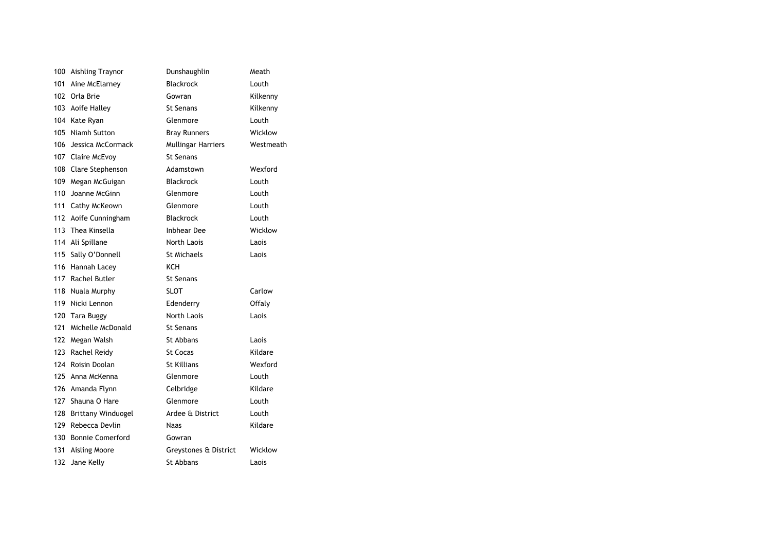| | | | |
|---|---|---|---|
| 100 | Aishling Traynor | Dunshaughlin | Meath |
| 101 | Aine McElarney | Blackrock | Louth |
| 102 | Orla Brie | Gowran | Kilkenny |
| 103 | Aoife Halley | St Senans | Kilkenny |
| 104 | Kate Ryan | Glenmore | Louth |
| 105 | Niamh Sutton | Bray Runners | Wicklow |
| 106 | Jessica McCormack | Mullingar Harriers | Westmeath |
| 107 | Claire McEvoy | St Senans | |
| 108 | Clare Stephenson | Adamstown | Wexford |
| 109 | Megan McGuigan | Blackrock | Louth |
| 110 | Joanne McGinn | Glenmore | Louth |
| 111 | Cathy McKeown | Glenmore | Louth |
| 112 | Aoife Cunningham | Blackrock | Louth |
| 113 | Thea Kinsella | Inbhear Dee | Wicklow |
| 114 | Ali Spillane | North Laois | Laois |
| 115 | Sally O'Donnell | St Michaels | Laois |
| 116 | Hannah Lacey | KCH | |
| 117 | Rachel Butler | St Senans | |
| 118 | Nuala Murphy | SLOT | Carlow |
| 119 | Nicki Lennon | Edenderry | Offaly |
| 120 | Tara Buggy | North Laois | Laois |
| 121 | Michelle McDonald | St Senans | |
| 122 | Megan Walsh | St Abbans | Laois |
| 123 | Rachel Reidy | St Cocas | Kildare |
| 124 | Roisin Doolan | St Killians | Wexford |
| 125 | Anna McKenna | Glenmore | Louth |
| 126 | Amanda Flynn | Celbridge | Kildare |
| 127 | Shauna O Hare | Glenmore | Louth |
| 128 | Brittany Winduogel | Ardee & District | Louth |
| 129 | Rebecca Devlin | Naas | Kildare |
| 130 | Bonnie Comerford | Gowran | |
| 131 | Aisling Moore | Greystones & District | Wicklow |
| 132 | Jane Kelly | St Abbans | Laois |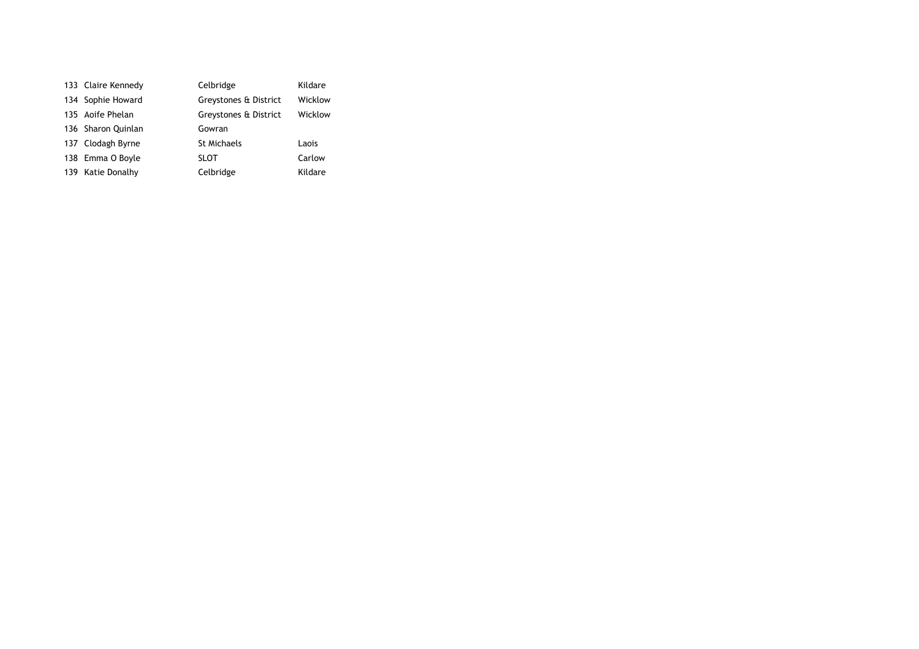| | | | |
|---|---|---|---|
| 133 | Claire Kennedy | Celbridge | Kildare |
| 134 | Sophie Howard | Greystones & District | Wicklow |
| 135 | Aoife Phelan | Greystones & District | Wicklow |
| 136 | Sharon Quinlan | Gowran | |
| 137 | Clodagh Byrne | St Michaels | Laois |
| 138 | Emma O Boyle | SLOT | Carlow |
| 139 | Katie Donalhy | Celbridge | Kildare |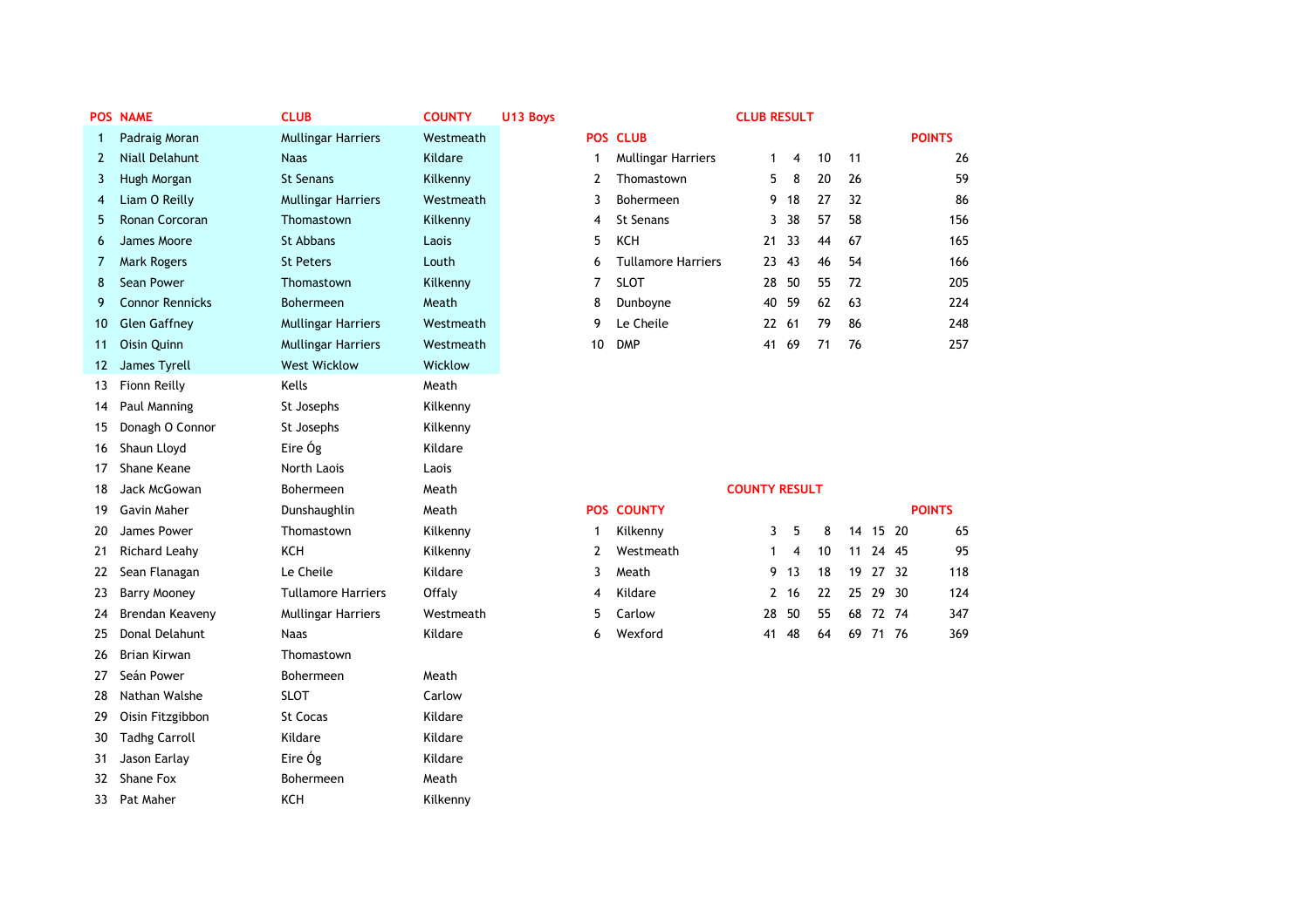## U13 Boys

| POS | NAME | CLUB | COUNTY |
|---|---|---|---|
| 1 | Padraig Moran | Mullingar Harriers | Westmeath |
| 2 | Niall Delahunt | Naas | Kildare |
| 3 | Hugh Morgan | St Senans | Kilkenny |
| 4 | Liam O Reilly | Mullingar Harriers | Westmeath |
| 5 | Ronan Corcoran | Thomastown | Kilkenny |
| 6 | James Moore | St Abbans | Laois |
| 7 | Mark Rogers | St Peters | Louth |
| 8 | Sean Power | Thomastown | Kilkenny |
| 9 | Connor Rennicks | Bohermeen | Meath |
| 10 | Glen Gaffney | Mullingar Harriers | Westmeath |
| 11 | Oisin Quinn | Mullingar Harriers | Westmeath |
| 12 | James Tyrell | West Wicklow | Wicklow |
| 13 | Fionn Reilly | Kells | Meath |
| 14 | Paul Manning | St Josephs | Kilkenny |
| 15 | Donagh O Connor | St Josephs | Kilkenny |
| 16 | Shaun Lloyd | Eire Óg | Kildare |
| 17 | Shane Keane | North Laois | Laois |
| 18 | Jack McGowan | Bohermeen | Meath |
| 19 | Gavin Maher | Dunshaughlin | Meath |
| 20 | James Power | Thomastown | Kilkenny |
| 21 | Richard Leahy | KCH | Kilkenny |
| 22 | Sean Flanagan | Le Cheile | Kildare |
| 23 | Barry Mooney | Tullamore Harriers | Offaly |
| 24 | Brendan Keaveny | Mullingar Harriers | Westmeath |
| 25 | Donal Delahunt | Naas | Kildare |
| 26 | Brian Kirwan | Thomastown | |
| 27 | Seán Power | Bohermeen | Meath |
| 28 | Nathan Walshe | SLOT | Carlow |
| 29 | Oisin Fitzgibbon | St Cocas | Kildare |
| 30 | Tadhg Carroll | Kildare | Kildare |
| 31 | Jason Earlay | Eire Óg | Kildare |
| 32 | Shane Fox | Bohermeen | Meath |
| 33 | Pat Maher | KCH | Kilkenny |

### CLUB RESULT

| POS | CLUB | | | | | POINTS |
|---|---|---|---|---|---|---|
| 1 | Mullingar Harriers | 1 | 4 | 10 | 11 | 26 |
| 2 | Thomastown | 5 | 8 | 20 | 26 | 59 |
| 3 | Bohermeen | 9 | 18 | 27 | 32 | 86 |
| 4 | St Senans | 3 | 38 | 57 | 58 | 156 |
| 5 | KCH | 21 | 33 | 44 | 67 | 165 |
| 6 | Tullamore Harriers | 23 | 43 | 46 | 54 | 166 |
| 7 | SLOT | 28 | 50 | 55 | 72 | 205 |
| 8 | Dunboyne | 40 | 59 | 62 | 63 | 224 |
| 9 | Le Cheile | 22 | 61 | 79 | 86 | 248 |
| 10 | DMP | 41 | 69 | 71 | 76 | 257 |

### COUNTY RESULT

| POS | COUNTY | | | | | | | POINTS |
|---|---|---|---|---|---|---|---|---|
| 1 | Kilkenny | 3 | 5 | 8 | 14 | 15 | 20 | 65 |
| 2 | Westmeath | 1 | 4 | 10 | 11 | 24 | 45 | 95 |
| 3 | Meath | 9 | 13 | 18 | 19 | 27 | 32 | 118 |
| 4 | Kildare | 2 | 16 | 22 | 25 | 29 | 30 | 124 |
| 5 | Carlow | 28 | 50 | 55 | 68 | 72 | 74 | 347 |
| 6 | Wexford | 41 | 48 | 64 | 69 | 71 | 76 | 369 |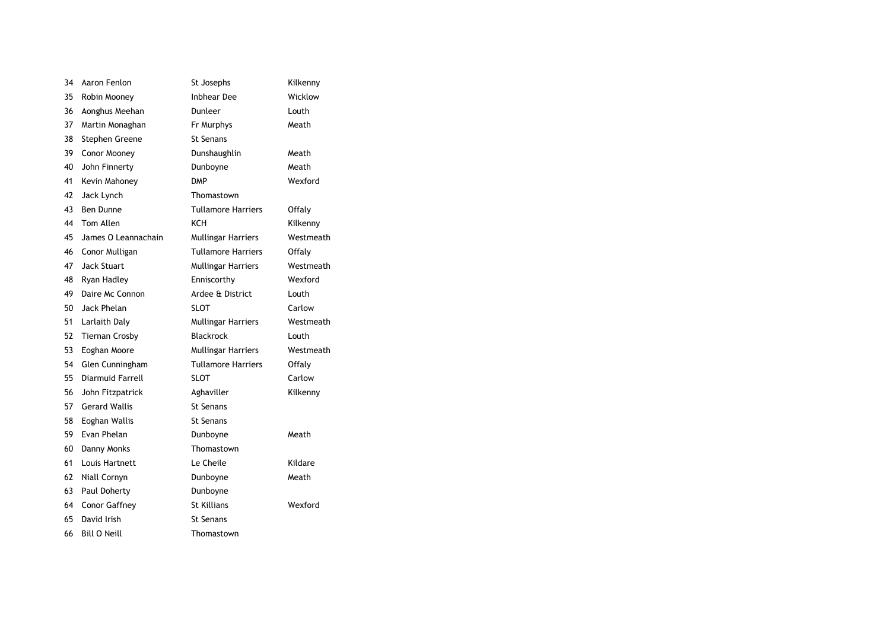| | | | |
|---|---|---|---|
| 34 | Aaron Fenlon | St Josephs | Kilkenny |
| 35 | Robin Mooney | Inbhear Dee | Wicklow |
| 36 | Aonghus Meehan | Dunleer | Louth |
| 37 | Martin Monaghan | Fr Murphys | Meath |
| 38 | Stephen Greene | St Senans | |
| 39 | Conor Mooney | Dunshaughlin | Meath |
| 40 | John Finnerty | Dunboyne | Meath |
| 41 | Kevin Mahoney | DMP | Wexford |
| 42 | Jack Lynch | Thomastown | |
| 43 | Ben Dunne | Tullamore Harriers | Offaly |
| 44 | Tom Allen | KCH | Kilkenny |
| 45 | James O Leannachain | Mullingar Harriers | Westmeath |
| 46 | Conor Mulligan | Tullamore Harriers | Offaly |
| 47 | Jack Stuart | Mullingar Harriers | Westmeath |
| 48 | Ryan Hadley | Enniscorthy | Wexford |
| 49 | Daire Mc Connon | Ardee & District | Louth |
| 50 | Jack Phelan | SLOT | Carlow |
| 51 | Larlaith Daly | Mullingar Harriers | Westmeath |
| 52 | Tiernan Crosby | Blackrock | Louth |
| 53 | Eoghan Moore | Mullingar Harriers | Westmeath |
| 54 | Glen Cunningham | Tullamore Harriers | Offaly |
| 55 | Diarmuid Farrell | SLOT | Carlow |
| 56 | John Fitzpatrick | Aghaviller | Kilkenny |
| 57 | Gerard Wallis | St Senans | |
| 58 | Eoghan Wallis | St Senans | |
| 59 | Evan Phelan | Dunboyne | Meath |
| 60 | Danny Monks | Thomastown | |
| 61 | Louis Hartnett | Le Cheile | Kildare |
| 62 | Niall Cornyn | Dunboyne | Meath |
| 63 | Paul Doherty | Dunboyne | |
| 64 | Conor Gaffney | St Killians | Wexford |
| 65 | David Irish | St Senans | |
| 66 | Bill O Neill | Thomastown | |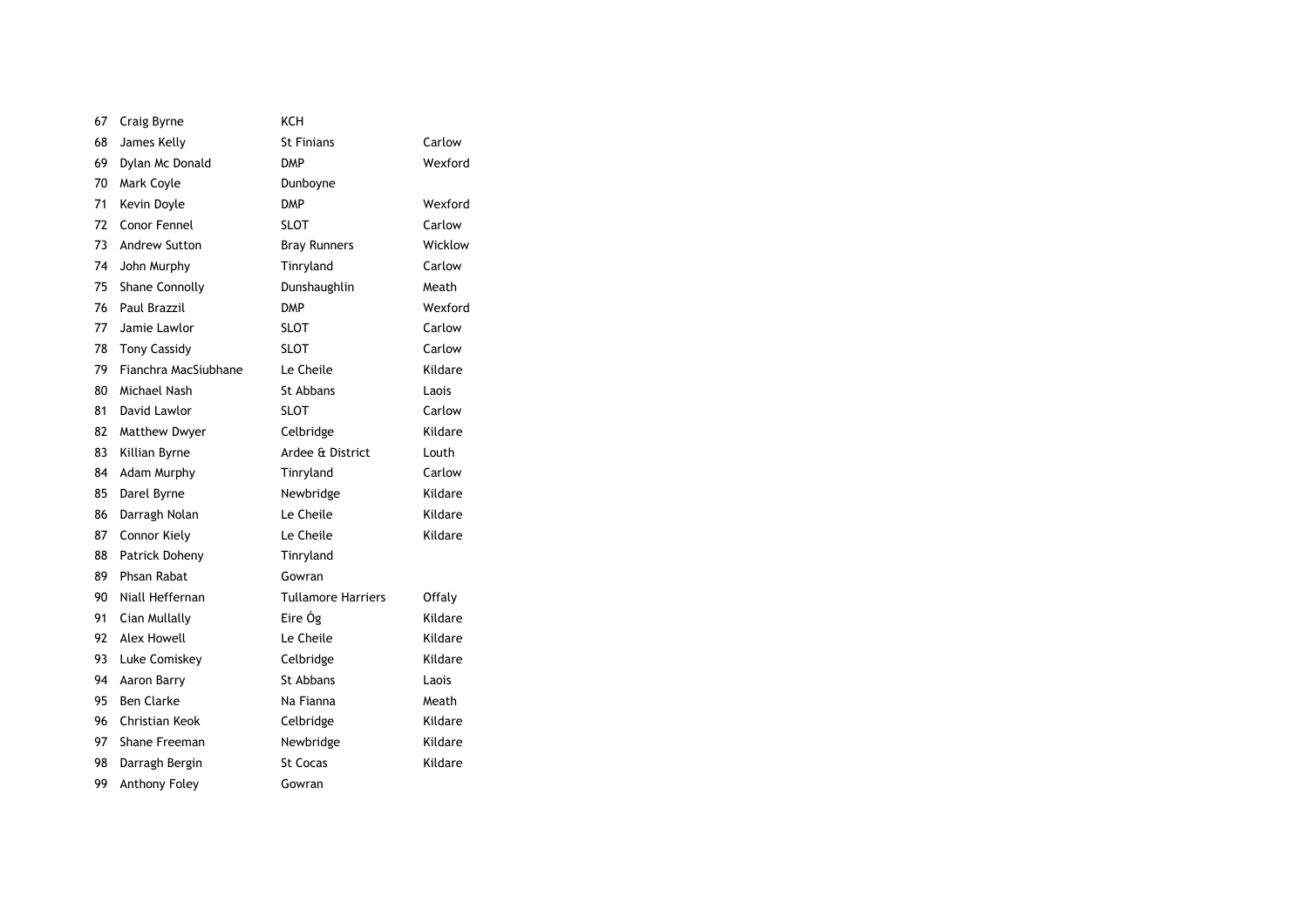| | | | |
|---|---|---|---|
| 67 | Craig Byrne | KCH | |
| 68 | James Kelly | St Finians | Carlow |
| 69 | Dylan Mc Donald | DMP | Wexford |
| 70 | Mark Coyle | Dunboyne | |
| 71 | Kevin Doyle | DMP | Wexford |
| 72 | Conor Fennel | SLOT | Carlow |
| 73 | Andrew Sutton | Bray Runners | Wicklow |
| 74 | John Murphy | Tinryland | Carlow |
| 75 | Shane Connolly | Dunshaughlin | Meath |
| 76 | Paul Brazzil | DMP | Wexford |
| 77 | Jamie Lawlor | SLOT | Carlow |
| 78 | Tony Cassidy | SLOT | Carlow |
| 79 | Fianchra MacSiubhane | Le Cheile | Kildare |
| 80 | Michael Nash | St Abbans | Laois |
| 81 | David Lawlor | SLOT | Carlow |
| 82 | Matthew Dwyer | Celbridge | Kildare |
| 83 | Killian Byrne | Ardee & District | Louth |
| 84 | Adam Murphy | Tinryland | Carlow |
| 85 | Darel Byrne | Newbridge | Kildare |
| 86 | Darragh Nolan | Le Cheile | Kildare |
| 87 | Connor Kiely | Le Cheile | Kildare |
| 88 | Patrick Doheny | Tinryland | |
| 89 | Phsan Rabat | Gowran | |
| 90 | Niall Heffernan | Tullamore Harriers | Offaly |
| 91 | Cian Mullally | Eire Óg | Kildare |
| 92 | Alex Howell | Le Cheile | Kildare |
| 93 | Luke Comiskey | Celbridge | Kildare |
| 94 | Aaron Barry | St Abbans | Laois |
| 95 | Ben Clarke | Na Fianna | Meath |
| 96 | Christian Keok | Celbridge | Kildare |
| 97 | Shane Freeman | Newbridge | Kildare |
| 98 | Darragh Bergin | St Cocas | Kildare |
| 99 | Anthony Foley | Gowran | |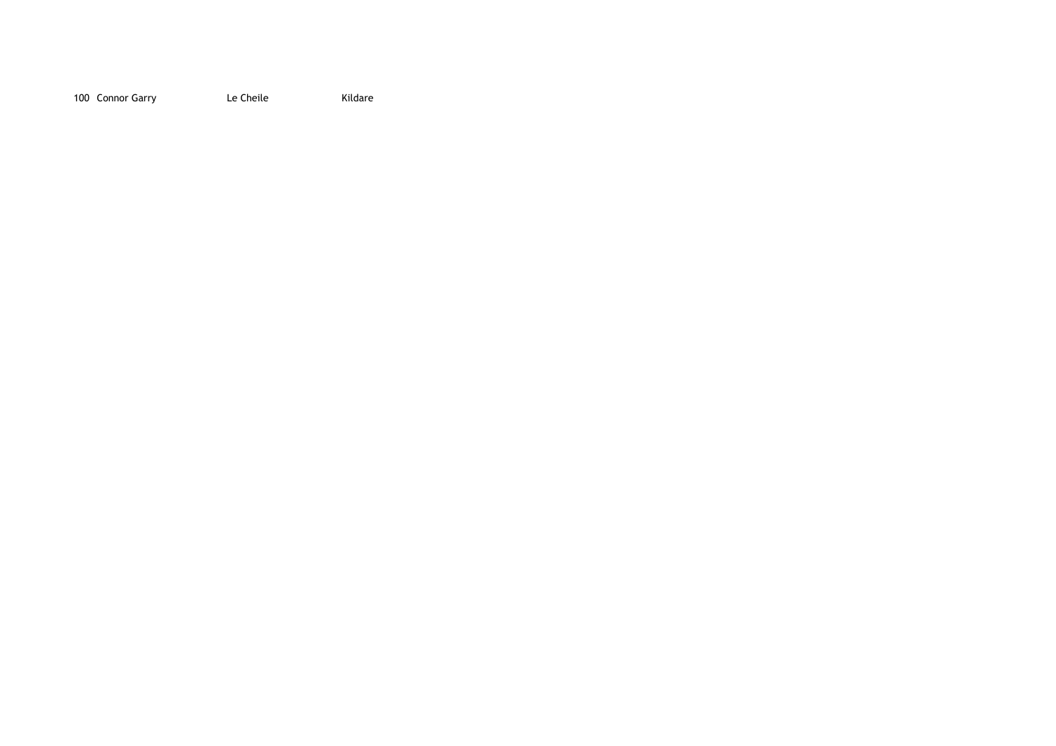| | | | |
|---|---|---|---|
| 100 | Connor Garry | Le Cheile | Kildare |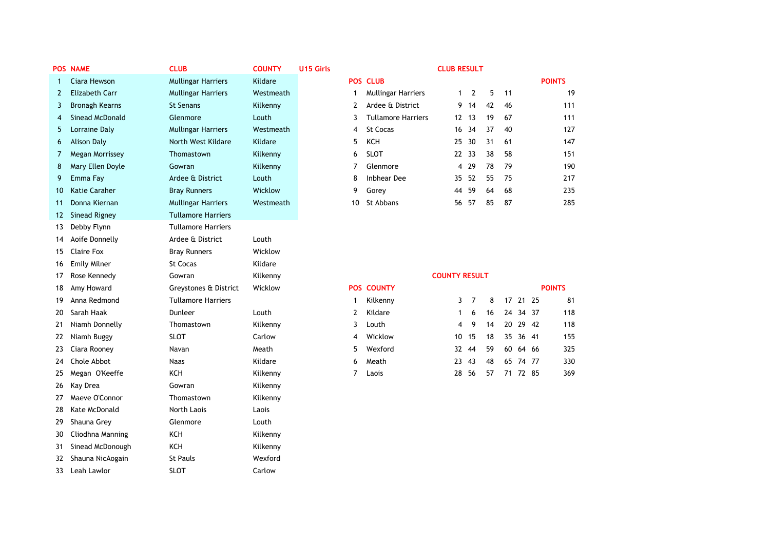## U15 Girls

| POS | NAME | CLUB | COUNTY |
|---|---|---|---|
| 1 | Ciara Hewson | Mullingar Harriers | Kildare |
| 2 | Elizabeth Carr | Mullingar Harriers | Westmeath |
| 3 | Bronagh Kearns | St Senans | Kilkenny |
| 4 | Sinead McDonald | Glenmore | Louth |
| 5 | Lorraine Daly | Mullingar Harriers | Westmeath |
| 6 | Alison Daly | North West Kildare | Kildare |
| 7 | Megan Morrissey | Thomastown | Kilkenny |
| 8 | Mary Ellen Doyle | Gowran | Kilkenny |
| 9 | Emma Fay | Ardee & District | Louth |
| 10 | Katie Caraher | Bray Runners | Wicklow |
| 11 | Donna Kiernan | Mullingar Harriers | Westmeath |
| 12 | Sinead Rigney | Tullamore Harriers | |
| 13 | Debby Flynn | Tullamore Harriers | |
| 14 | Aoife Donnelly | Ardee & District | Louth |
| 15 | Claire Fox | Bray Runners | Wicklow |
| 16 | Emily Milner | St Cocas | Kildare |
| 17 | Rose Kennedy | Gowran | Kilkenny |
| 18 | Amy Howard | Greystones & District | Wicklow |
| 19 | Anna Redmond | Tullamore Harriers | |
| 20 | Sarah Haak | Dunleer | Louth |
| 21 | Niamh Donnelly | Thomastown | Kilkenny |
| 22 | Niamh Buggy | SLOT | Carlow |
| 23 | Ciara Rooney | Navan | Meath |
| 24 | Chole Abbot | Naas | Kildare |
| 25 | Megan O'Keeffe | KCH | Kilkenny |
| 26 | Kay Drea | Gowran | Kilkenny |
| 27 | Maeve O'Connor | Thomastown | Kilkenny |
| 28 | Kate McDonald | North Laois | Laois |
| 29 | Shauna Grey | Glenmore | Louth |
| 30 | Cliodhna Manning | KCH | Kilkenny |
| 31 | Sinead McDonough | KCH | Kilkenny |
| 32 | Shauna NicAogain | St Pauls | Wexford |
| 33 | Leah Lawlor | SLOT | Carlow |

### CLUB RESULT

| POS | CLUB | | | | | POINTS |
|---|---|---|---|---|---|---|
| 1 | Mullingar Harriers | 1 | 2 | 5 | 11 | 19 |
| 2 | Ardee & District | 9 | 14 | 42 | 46 | 111 |
| 3 | Tullamore Harriers | 12 | 13 | 19 | 67 | 111 |
| 4 | St Cocas | 16 | 34 | 37 | 40 | 127 |
| 5 | KCH | 25 | 30 | 31 | 61 | 147 |
| 6 | SLOT | 22 | 33 | 38 | 58 | 151 |
| 7 | Glenmore | 4 | 29 | 78 | 79 | 190 |
| 8 | Inbhear Dee | 35 | 52 | 55 | 75 | 217 |
| 9 | Gorey | 44 | 59 | 64 | 68 | 235 |
| 10 | St Abbans | 56 | 57 | 85 | 87 | 285 |

### COUNTY RESULT

| POS | COUNTY | | | | | | | POINTS |
|---|---|---|---|---|---|---|---|---|
| 1 | Kilkenny | 3 | 7 | 8 | 17 | 21 | 25 | 81 |
| 2 | Kildare | 1 | 6 | 16 | 24 | 34 | 37 | 118 |
| 3 | Louth | 4 | 9 | 14 | 20 | 29 | 42 | 118 |
| 4 | Wicklow | 10 | 15 | 18 | 35 | 36 | 41 | 155 |
| 5 | Wexford | 32 | 44 | 59 | 60 | 64 | 66 | 325 |
| 6 | Meath | 23 | 43 | 48 | 65 | 74 | 77 | 330 |
| 7 | Laois | 28 | 56 | 57 | 71 | 72 | 85 | 369 |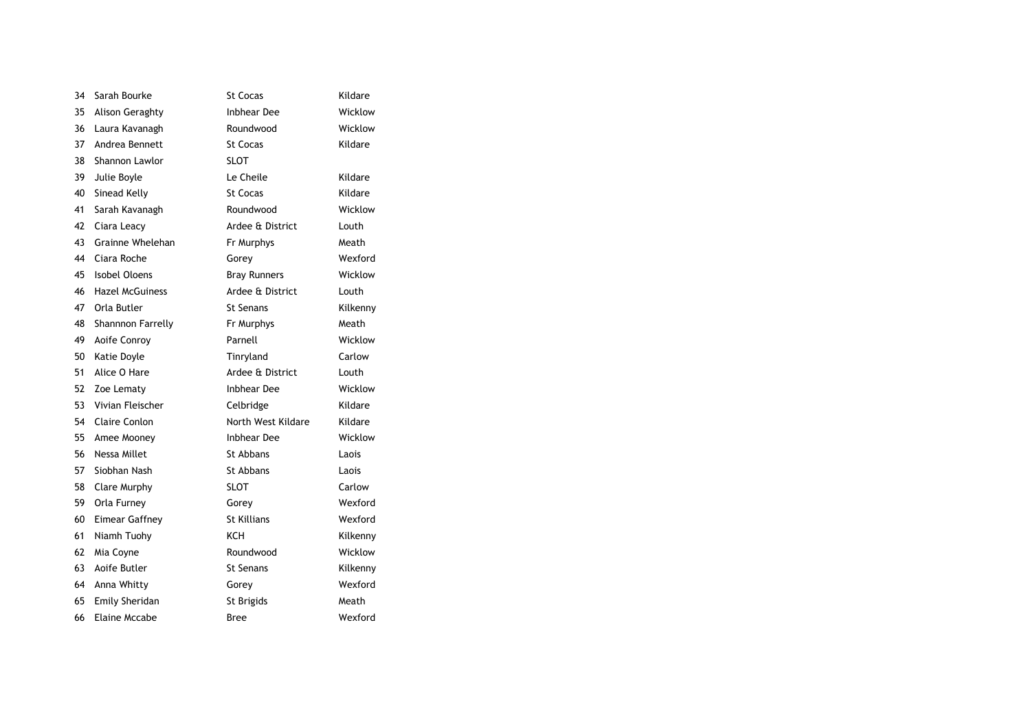| | | | |
|---|---|---|---|
| 34 | Sarah Bourke | St Cocas | Kildare |
| 35 | Alison Geraghty | Inbhear Dee | Wicklow |
| 36 | Laura Kavanagh | Roundwood | Wicklow |
| 37 | Andrea Bennett | St Cocas | Kildare |
| 38 | Shannon Lawlor | SLOT | |
| 39 | Julie Boyle | Le Cheile | Kildare |
| 40 | Sinead Kelly | St Cocas | Kildare |
| 41 | Sarah Kavanagh | Roundwood | Wicklow |
| 42 | Ciara Leacy | Ardee & District | Louth |
| 43 | Grainne Whelehan | Fr Murphys | Meath |
| 44 | Ciara Roche | Gorey | Wexford |
| 45 | Isobel Oloens | Bray Runners | Wicklow |
| 46 | Hazel McGuiness | Ardee & District | Louth |
| 47 | Orla Butler | St Senans | Kilkenny |
| 48 | Shannnon Farrelly | Fr Murphys | Meath |
| 49 | Aoife Conroy | Parnell | Wicklow |
| 50 | Katie Doyle | Tinryland | Carlow |
| 51 | Alice O Hare | Ardee & District | Louth |
| 52 | Zoe Lematy | Inbhear Dee | Wicklow |
| 53 | Vivian Fleischer | Celbridge | Kildare |
| 54 | Claire Conlon | North West Kildare | Kildare |
| 55 | Amee Mooney | Inbhear Dee | Wicklow |
| 56 | Nessa Millet | St Abbans | Laois |
| 57 | Siobhan Nash | St Abbans | Laois |
| 58 | Clare Murphy | SLOT | Carlow |
| 59 | Orla Furney | Gorey | Wexford |
| 60 | Eimear Gaffney | St Killians | Wexford |
| 61 | Niamh Tuohy | KCH | Kilkenny |
| 62 | Mia Coyne | Roundwood | Wicklow |
| 63 | Aoife Butler | St Senans | Kilkenny |
| 64 | Anna Whitty | Gorey | Wexford |
| 65 | Emily Sheridan | St Brigids | Meath |
| 66 | Elaine Mccabe | Bree | Wexford |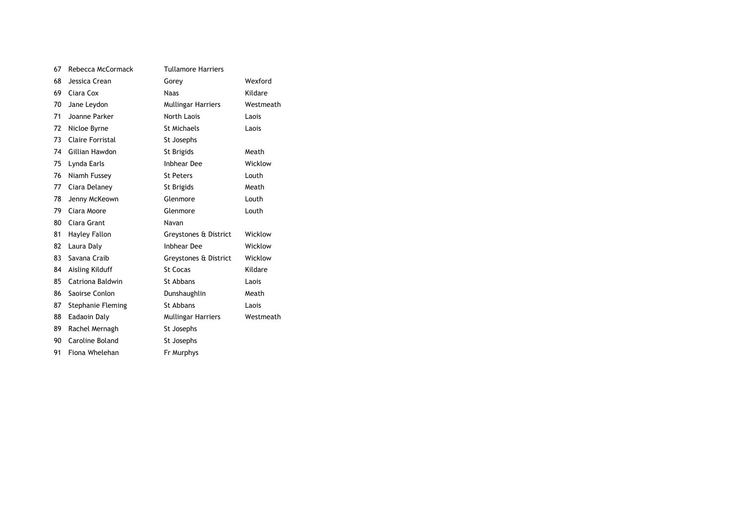| | | | |
|---|---|---|---|
| 67 | Rebecca McCormack | Tullamore Harriers | |
| 68 | Jessica Crean | Gorey | Wexford |
| 69 | Ciara Cox | Naas | Kildare |
| 70 | Jane Leydon | Mullingar Harriers | Westmeath |
| 71 | Joanne Parker | North Laois | Laois |
| 72 | Nicloe Byrne | St Michaels | Laois |
| 73 | Claire Forristal | St Josephs | |
| 74 | Gillian Hawdon | St Brigids | Meath |
| 75 | Lynda Earls | Inbhear Dee | Wicklow |
| 76 | Niamh Fussey | St Peters | Louth |
| 77 | Ciara Delaney | St Brigids | Meath |
| 78 | Jenny McKeown | Glenmore | Louth |
| 79 | Ciara Moore | Glenmore | Louth |
| 80 | Ciara Grant | Navan | |
| 81 | Hayley Fallon | Greystones & District | Wicklow |
| 82 | Laura Daly | Inbhear Dee | Wicklow |
| 83 | Savana Craib | Greystones & District | Wicklow |
| 84 | Aisling Kilduff | St Cocas | Kildare |
| 85 | Catriona Baldwin | St Abbans | Laois |
| 86 | Saoirse Conlon | Dunshaughlin | Meath |
| 87 | Stephanie Fleming | St Abbans | Laois |
| 88 | Eadaoin Daly | Mullingar Harriers | Westmeath |
| 89 | Rachel Mernagh | St Josephs | |
| 90 | Caroline Boland | St Josephs | |
| 91 | Fiona Whelehan | Fr Murphys | |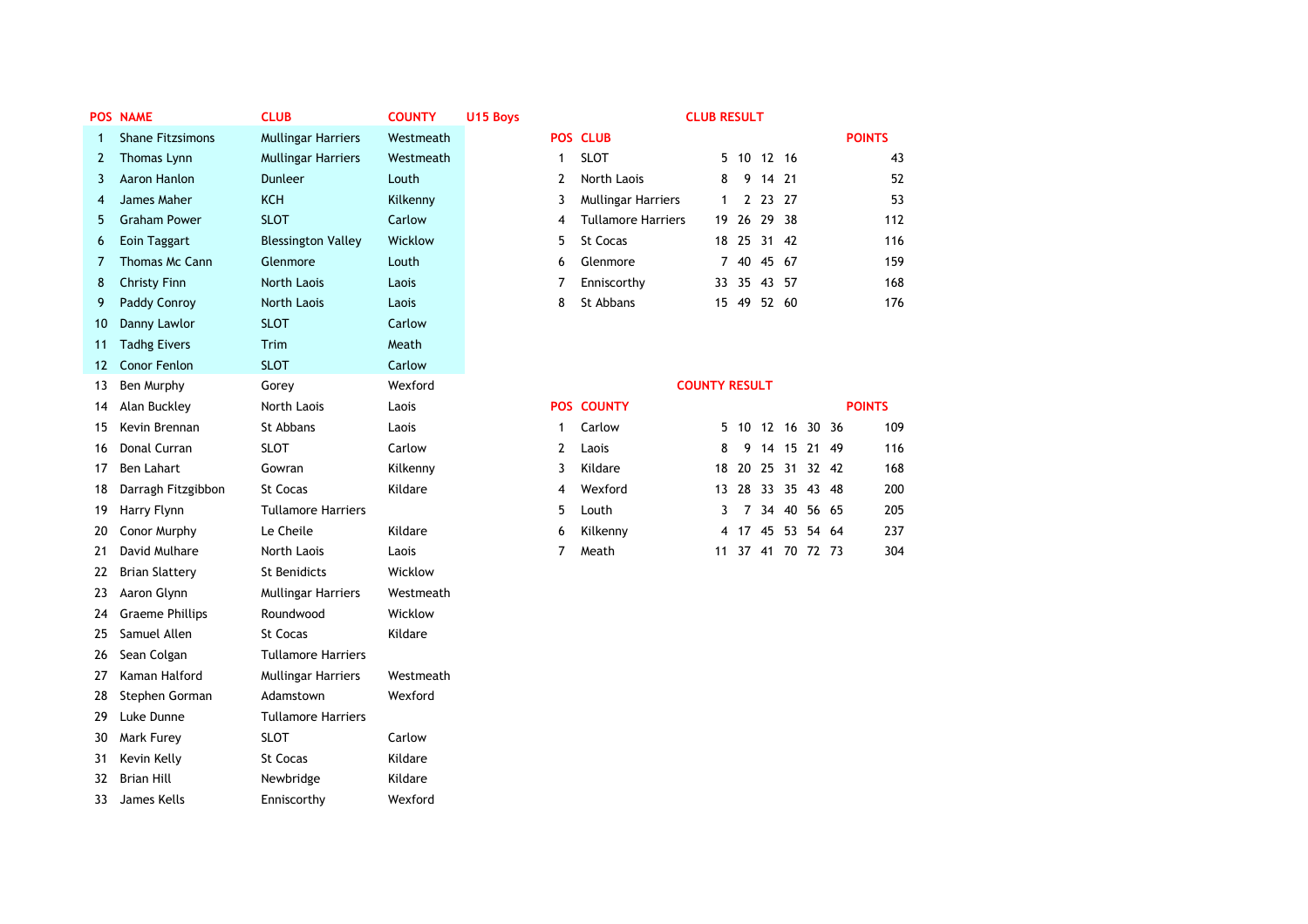## U15 Boys

| POS | NAME | CLUB | COUNTY |
|---|---|---|---|
| 1 | Shane Fitzsimons | Mullingar Harriers | Westmeath |
| 2 | Thomas Lynn | Mullingar Harriers | Westmeath |
| 3 | Aaron Hanlon | Dunleer | Louth |
| 4 | James Maher | KCH | Kilkenny |
| 5 | Graham Power | SLOT | Carlow |
| 6 | Eoin Taggart | Blessington Valley | Wicklow |
| 7 | Thomas Mc Cann | Glenmore | Louth |
| 8 | Christy Finn | North Laois | Laois |
| 9 | Paddy Conroy | North Laois | Laois |
| 10 | Danny Lawlor | SLOT | Carlow |
| 11 | Tadhg Eivers | Trim | Meath |
| 12 | Conor Fenlon | SLOT | Carlow |
| 13 | Ben Murphy | Gorey | Wexford |
| 14 | Alan Buckley | North Laois | Laois |
| 15 | Kevin Brennan | St Abbans | Laois |
| 16 | Donal Curran | SLOT | Carlow |
| 17 | Ben Lahart | Gowran | Kilkenny |
| 18 | Darragh Fitzgibbon | St Cocas | Kildare |
| 19 | Harry Flynn | Tullamore Harriers | |
| 20 | Conor Murphy | Le Cheile | Kildare |
| 21 | David Mulhare | North Laois | Laois |
| 22 | Brian Slattery | St Benidicts | Wicklow |
| 23 | Aaron Glynn | Mullingar Harriers | Westmeath |
| 24 | Graeme Phillips | Roundwood | Wicklow |
| 25 | Samuel Allen | St Cocas | Kildare |
| 26 | Sean Colgan | Tullamore Harriers | |
| 27 | Kaman Halford | Mullingar Harriers | Westmeath |
| 28 | Stephen Gorman | Adamstown | Wexford |
| 29 | Luke Dunne | Tullamore Harriers | |
| 30 | Mark Furey | SLOT | Carlow |
| 31 | Kevin Kelly | St Cocas | Kildare |
| 32 | Brian Hill | Newbridge | Kildare |
| 33 | James Kells | Enniscorthy | Wexford |

### CLUB RESULT

| POS | CLUB | | | | | POINTS |
|---|---|---|---|---|---|---|
| 1 | SLOT | 5 | 10 | 12 | 16 | 43 |
| 2 | North Laois | 8 | 9 | 14 | 21 | 52 |
| 3 | Mullingar Harriers | 1 | 2 | 23 | 27 | 53 |
| 4 | Tullamore Harriers | 19 | 26 | 29 | 38 | 112 |
| 5 | St Cocas | 18 | 25 | 31 | 42 | 116 |
| 6 | Glenmore | 7 | 40 | 45 | 67 | 159 |
| 7 | Enniscorthy | 33 | 35 | 43 | 57 | 168 |
| 8 | St Abbans | 15 | 49 | 52 | 60 | 176 |

### COUNTY RESULT

| POS | COUNTY | | | | | | | POINTS |
|---|---|---|---|---|---|---|---|---|
| 1 | Carlow | 5 | 10 | 12 | 16 | 30 | 36 | 109 |
| 2 | Laois | 8 | 9 | 14 | 15 | 21 | 49 | 116 |
| 3 | Kildare | 18 | 20 | 25 | 31 | 32 | 42 | 168 |
| 4 | Wexford | 13 | 28 | 33 | 35 | 43 | 48 | 200 |
| 5 | Louth | 3 | 7 | 34 | 40 | 56 | 65 | 205 |
| 6 | Kilkenny | 4 | 17 | 45 | 53 | 54 | 64 | 237 |
| 7 | Meath | 11 | 37 | 41 | 70 | 72 | 73 | 304 |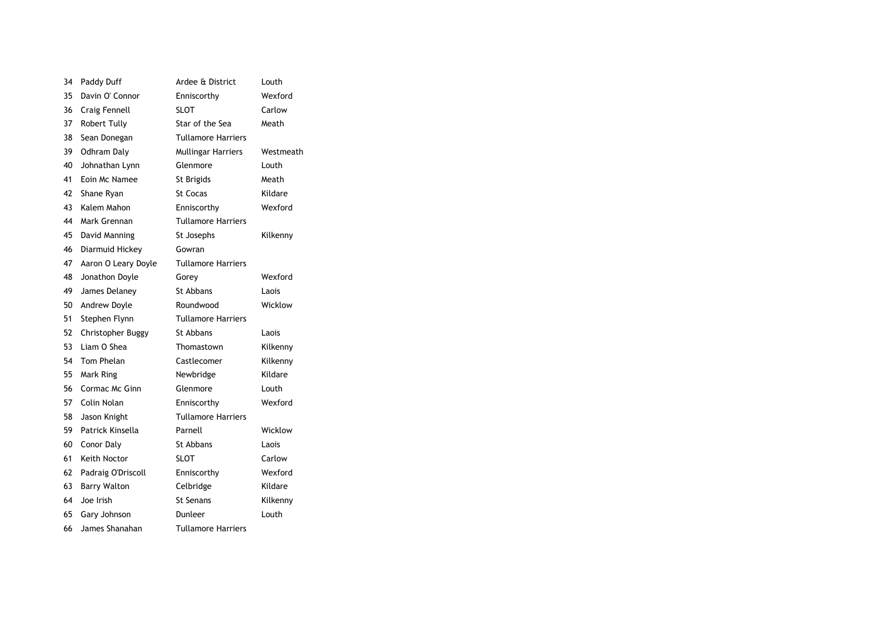| | | | |
|---|---|---|---|
| 34 | Paddy Duff | Ardee & District | Louth |
| 35 | Davin O' Connor | Enniscorthy | Wexford |
| 36 | Craig Fennell | SLOT | Carlow |
| 37 | Robert Tully | Star of the Sea | Meath |
| 38 | Sean Donegan | Tullamore Harriers | |
| 39 | Odhram Daly | Mullingar Harriers | Westmeath |
| 40 | Johnathan Lynn | Glenmore | Louth |
| 41 | Eoin Mc Namee | St Brigids | Meath |
| 42 | Shane Ryan | St Cocas | Kildare |
| 43 | Kalem Mahon | Enniscorthy | Wexford |
| 44 | Mark Grennan | Tullamore Harriers | |
| 45 | David Manning | St Josephs | Kilkenny |
| 46 | Diarmuid Hickey | Gowran | |
| 47 | Aaron O Leary Doyle | Tullamore Harriers | |
| 48 | Jonathon Doyle | Gorey | Wexford |
| 49 | James Delaney | St Abbans | Laois |
| 50 | Andrew Doyle | Roundwood | Wicklow |
| 51 | Stephen Flynn | Tullamore Harriers | |
| 52 | Christopher Buggy | St Abbans | Laois |
| 53 | Liam O Shea | Thomastown | Kilkenny |
| 54 | Tom Phelan | Castlecomer | Kilkenny |
| 55 | Mark Ring | Newbridge | Kildare |
| 56 | Cormac Mc Ginn | Glenmore | Louth |
| 57 | Colin Nolan | Enniscorthy | Wexford |
| 58 | Jason Knight | Tullamore Harriers | |
| 59 | Patrick Kinsella | Parnell | Wicklow |
| 60 | Conor Daly | St Abbans | Laois |
| 61 | Keith Noctor | SLOT | Carlow |
| 62 | Padraig O'Driscoll | Enniscorthy | Wexford |
| 63 | Barry Walton | Celbridge | Kildare |
| 64 | Joe Irish | St Senans | Kilkenny |
| 65 | Gary Johnson | Dunleer | Louth |
| 66 | James Shanahan | Tullamore Harriers | |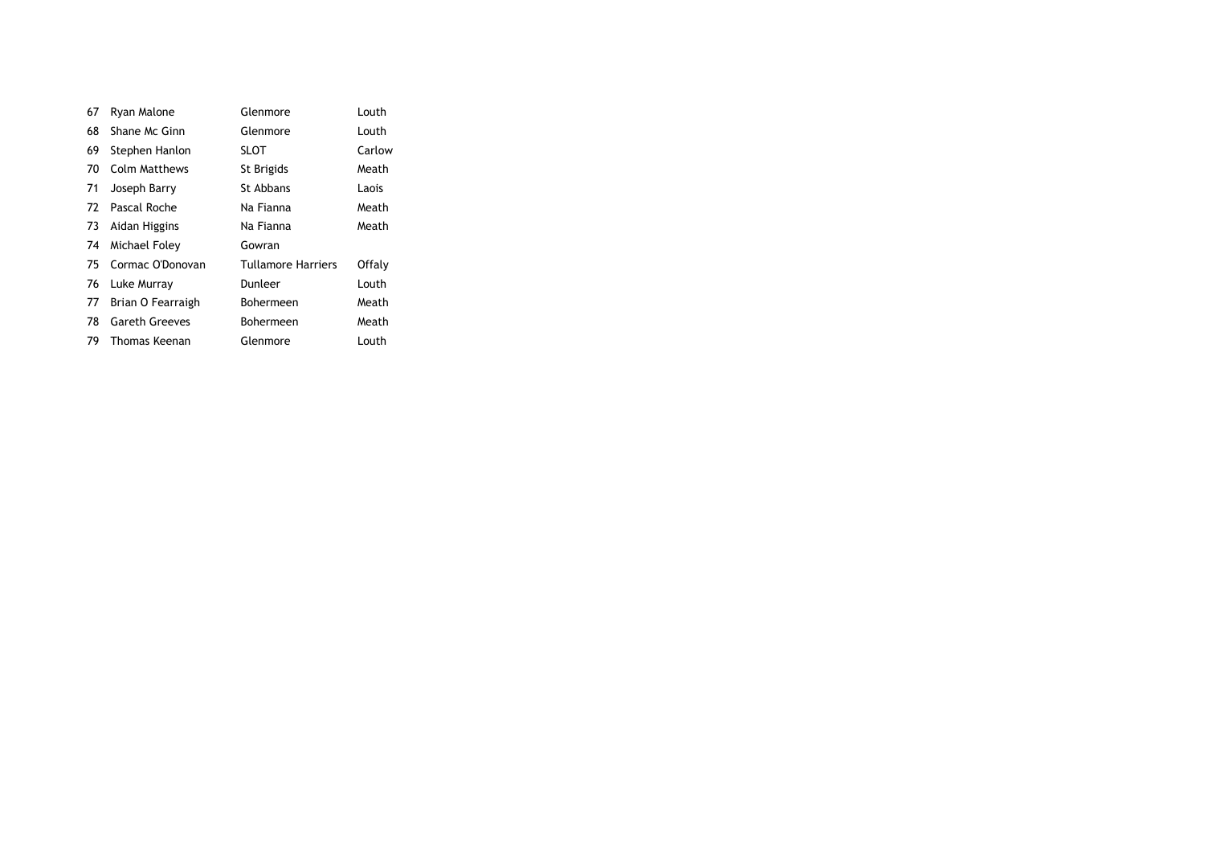| | | | |
|---|---|---|---|
| 67 | Ryan Malone | Glenmore | Louth |
| 68 | Shane Mc Ginn | Glenmore | Louth |
| 69 | Stephen Hanlon | SLOT | Carlow |
| 70 | Colm Matthews | St Brigids | Meath |
| 71 | Joseph Barry | St Abbans | Laois |
| 72 | Pascal Roche | Na Fianna | Meath |
| 73 | Aidan Higgins | Na Fianna | Meath |
| 74 | Michael Foley | Gowran | |
| 75 | Cormac O'Donovan | Tullamore Harriers | Offaly |
| 76 | Luke Murray | Dunleer | Louth |
| 77 | Brian O Fearraigh | Bohermeen | Meath |
| 78 | Gareth Greeves | Bohermeen | Meath |
| 79 | Thomas Keenan | Glenmore | Louth |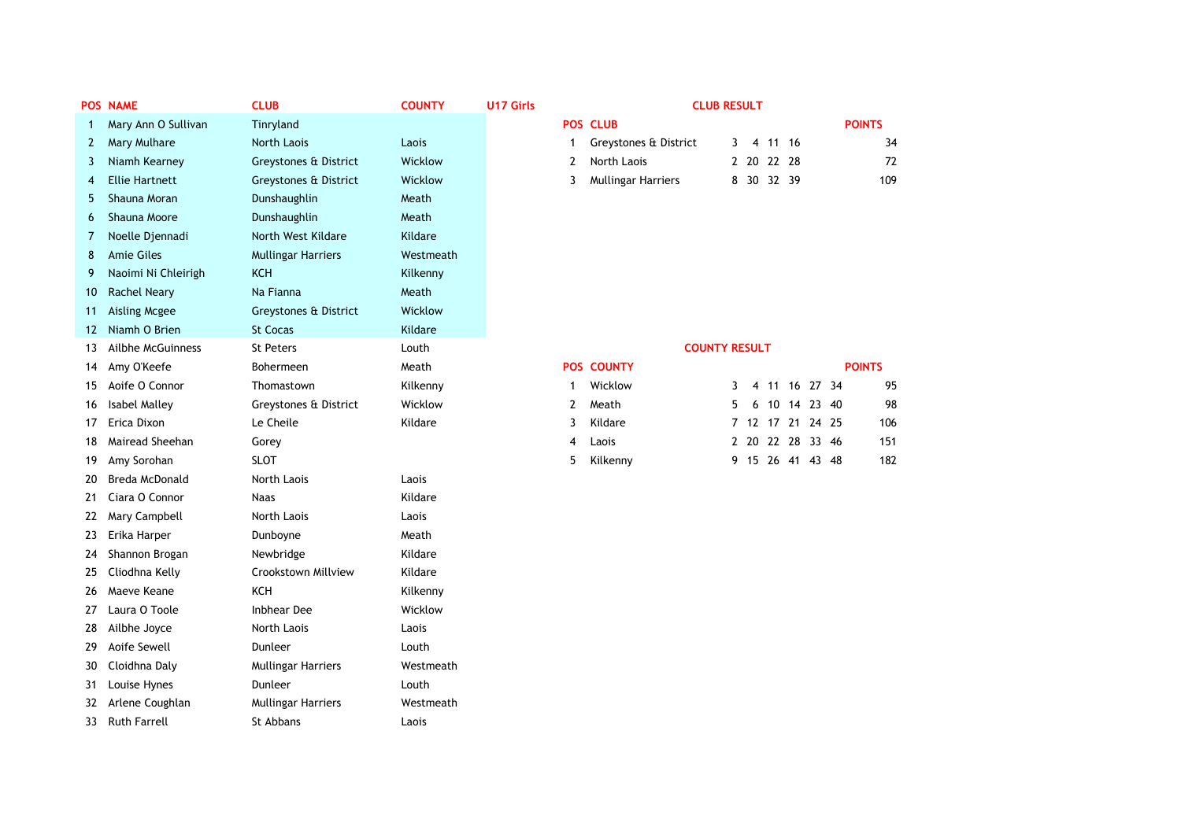## U17 Girls

| POS | NAME | CLUB | COUNTY |
|---|---|---|---|
| 1 | Mary Ann O Sullivan | Tinryland | |
| 2 | Mary Mulhare | North Laois | Laois |
| 3 | Niamh Kearney | Greystones & District | Wicklow |
| 4 | Ellie Hartnett | Greystones & District | Wicklow |
| 5 | Shauna Moran | Dunshaughlin | Meath |
| 6 | Shauna Moore | Dunshaughlin | Meath |
| 7 | Noelle Djennadi | North West Kildare | Kildare |
| 8 | Amie Giles | Mullingar Harriers | Westmeath |
| 9 | Naoimi Ni Chleirigh | KCH | Kilkenny |
| 10 | Rachel Neary | Na Fianna | Meath |
| 11 | Aisling Mcgee | Greystones & District | Wicklow |
| 12 | Niamh O Brien | St Cocas | Kildare |
| 13 | Ailbhe McGuinness | St Peters | Louth |
| 14 | Amy O'Keefe | Bohermeen | Meath |
| 15 | Aoife O Connor | Thomastown | Kilkenny |
| 16 | Isabel Malley | Greystones & District | Wicklow |
| 17 | Erica Dixon | Le Cheile | Kildare |
| 18 | Mairead Sheehan | Gorey | |
| 19 | Amy Sorohan | SLOT | |
| 20 | Breda McDonald | North Laois | Laois |
| 21 | Ciara O Connor | Naas | Kildare |
| 22 | Mary Campbell | North Laois | Laois |
| 23 | Erika Harper | Dunboyne | Meath |
| 24 | Shannon Brogan | Newbridge | Kildare |
| 25 | Cliodhna Kelly | Crookstown Millview | Kildare |
| 26 | Maeve Keane | KCH | Kilkenny |
| 27 | Laura O Toole | Inbhear Dee | Wicklow |
| 28 | Ailbhe Joyce | North Laois | Laois |
| 29 | Aoife Sewell | Dunleer | Louth |
| 30 | Cloidhna Daly | Mullingar Harriers | Westmeath |
| 31 | Louise Hynes | Dunleer | Louth |
| 32 | Arlene Coughlan | Mullingar Harriers | Westmeath |
| 33 | Ruth Farrell | St Abbans | Laois |

### CLUB RESULT

| POS | CLUB | | | | | POINTS |
|---|---|---|---|---|---|---|
| 1 | Greystones & District | 3 | 4 | 11 | 16 | 34 |
| 2 | North Laois | 2 | 20 | 22 | 28 | 72 |
| 3 | Mullingar Harriers | 8 | 30 | 32 | 39 | 109 |

### COUNTY RESULT

| POS | COUNTY | | | | | | | POINTS |
|---|---|---|---|---|---|---|---|---|
| 1 | Wicklow | 3 | 4 | 11 | 16 | 27 | 34 | 95 |
| 2 | Meath | 5 | 6 | 10 | 14 | 23 | 40 | 98 |
| 3 | Kildare | 7 | 12 | 17 | 21 | 24 | 25 | 106 |
| 4 | Laois | 2 | 20 | 22 | 28 | 33 | 46 | 151 |
| 5 | Kilkenny | 9 | 15 | 26 | 41 | 43 | 48 | 182 |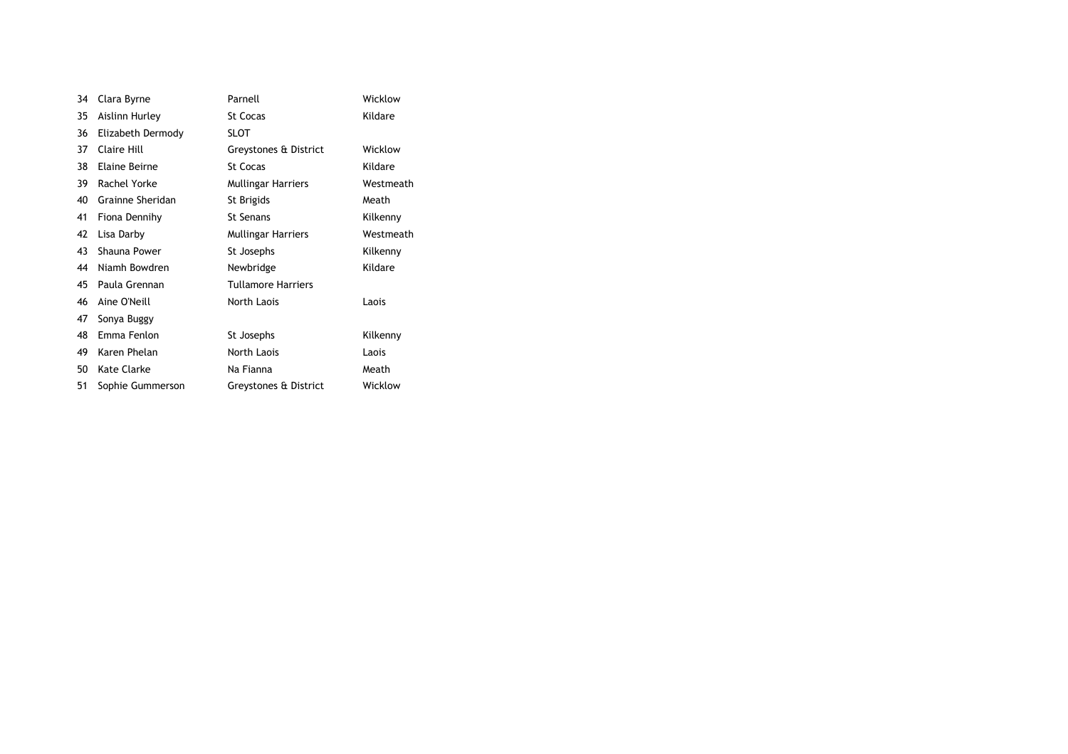| | | | |
|---|---|---|---|
| 34 | Clara Byrne | Parnell | Wicklow |
| 35 | Aislinn Hurley | St Cocas | Kildare |
| 36 | Elizabeth Dermody | SLOT | |
| 37 | Claire Hill | Greystones & District | Wicklow |
| 38 | Elaine Beirne | St Cocas | Kildare |
| 39 | Rachel Yorke | Mullingar Harriers | Westmeath |
| 40 | Grainne Sheridan | St Brigids | Meath |
| 41 | Fiona Dennihy | St Senans | Kilkenny |
| 42 | Lisa Darby | Mullingar Harriers | Westmeath |
| 43 | Shauna Power | St Josephs | Kilkenny |
| 44 | Niamh Bowdren | Newbridge | Kildare |
| 45 | Paula Grennan | Tullamore Harriers | |
| 46 | Aine O'Neill | North Laois | Laois |
| 47 | Sonya Buggy | | |
| 48 | Emma Fenlon | St Josephs | Kilkenny |
| 49 | Karen Phelan | North Laois | Laois |
| 50 | Kate Clarke | Na Fianna | Meath |
| 51 | Sophie Gummerson | Greystones & District | Wicklow |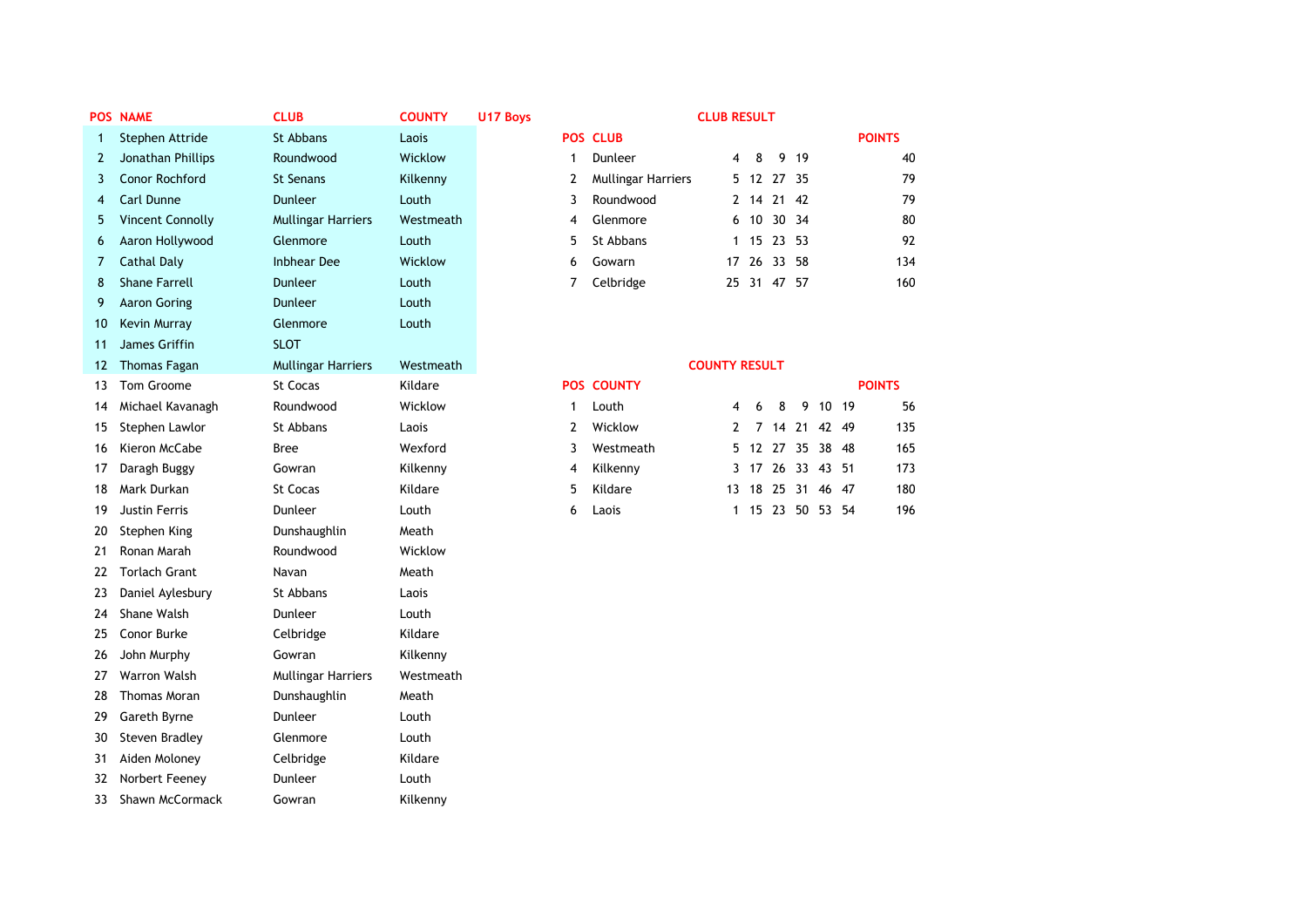## U17 Boys

| POS | NAME | CLUB | COUNTY |
|---|---|---|---|
| 1 | Stephen Attride | St Abbans | Laois |
| 2 | Jonathan Phillips | Roundwood | Wicklow |
| 3 | Conor Rochford | St Senans | Kilkenny |
| 4 | Carl Dunne | Dunleer | Louth |
| 5 | Vincent Connolly | Mullingar Harriers | Westmeath |
| 6 | Aaron Hollywood | Glenmore | Louth |
| 7 | Cathal Daly | Inbhear Dee | Wicklow |
| 8 | Shane Farrell | Dunleer | Louth |
| 9 | Aaron Goring | Dunleer | Louth |
| 10 | Kevin Murray | Glenmore | Louth |
| 11 | James Griffin | SLOT | |
| 12 | Thomas Fagan | Mullingar Harriers | Westmeath |
| 13 | Tom Groome | St Cocas | Kildare |
| 14 | Michael Kavanagh | Roundwood | Wicklow |
| 15 | Stephen Lawlor | St Abbans | Laois |
| 16 | Kieron McCabe | Bree | Wexford |
| 17 | Daragh Buggy | Gowran | Kilkenny |
| 18 | Mark Durkan | St Cocas | Kildare |
| 19 | Justin Ferris | Dunleer | Louth |
| 20 | Stephen King | Dunshaughlin | Meath |
| 21 | Ronan Marah | Roundwood | Wicklow |
| 22 | Torlach Grant | Navan | Meath |
| 23 | Daniel Aylesbury | St Abbans | Laois |
| 24 | Shane Walsh | Dunleer | Louth |
| 25 | Conor Burke | Celbridge | Kildare |
| 26 | John Murphy | Gowran | Kilkenny |
| 27 | Warron Walsh | Mullingar Harriers | Westmeath |
| 28 | Thomas Moran | Dunshaughlin | Meath |
| 29 | Gareth Byrne | Dunleer | Louth |
| 30 | Steven Bradley | Glenmore | Louth |
| 31 | Aiden Moloney | Celbridge | Kildare |
| 32 | Norbert Feeney | Dunleer | Louth |
| 33 | Shawn McCormack | Gowran | Kilkenny |

### CLUB RESULT

| POS | CLUB | | | | | POINTS |
|---|---|---|---|---|---|---|
| 1 | Dunleer | 4 | 8 | 9 | 19 | 40 |
| 2 | Mullingar Harriers | 5 | 12 | 27 | 35 | 79 |
| 3 | Roundwood | 2 | 14 | 21 | 42 | 79 |
| 4 | Glenmore | 6 | 10 | 30 | 34 | 80 |
| 5 | St Abbans | 1 | 15 | 23 | 53 | 92 |
| 6 | Gowarn | 17 | 26 | 33 | 58 | 134 |
| 7 | Celbridge | 25 | 31 | 47 | 57 | 160 |

### COUNTY RESULT

| POS | COUNTY | | | | | | | POINTS |
|---|---|---|---|---|---|---|---|---|
| 1 | Louth | 4 | 6 | 8 | 9 | 10 | 19 | 56 |
| 2 | Wicklow | 2 | 7 | 14 | 21 | 42 | 49 | 135 |
| 3 | Westmeath | 5 | 12 | 27 | 35 | 38 | 48 | 165 |
| 4 | Kilkenny | 3 | 17 | 26 | 33 | 43 | 51 | 173 |
| 5 | Kildare | 13 | 18 | 25 | 31 | 46 | 47 | 180 |
| 6 | Laois | 1 | 15 | 23 | 50 | 53 | 54 | 196 |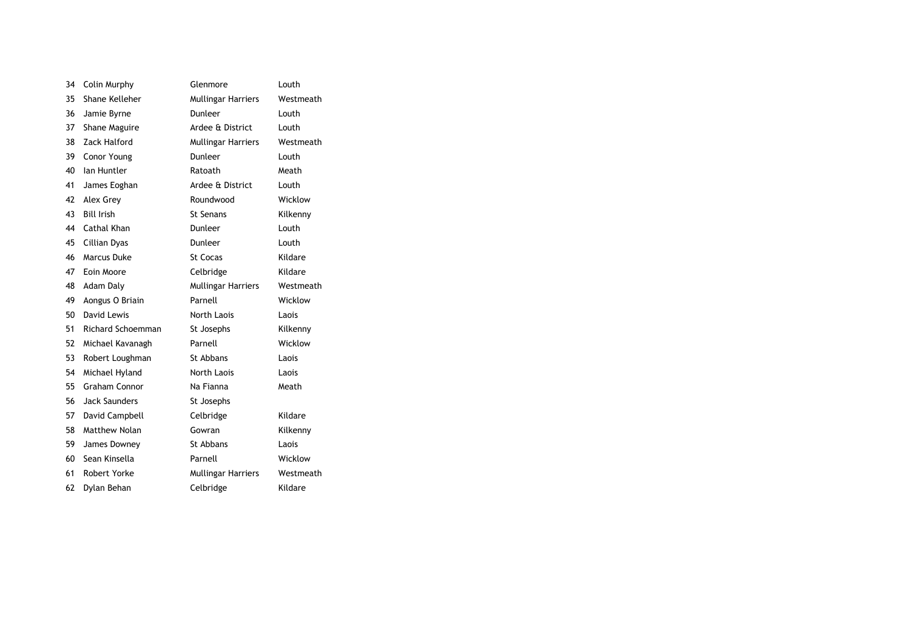| | | | |
|---|---|---|---|
| 34 | Colin Murphy | Glenmore | Louth |
| 35 | Shane Kelleher | Mullingar Harriers | Westmeath |
| 36 | Jamie Byrne | Dunleer | Louth |
| 37 | Shane Maguire | Ardee & District | Louth |
| 38 | Zack Halford | Mullingar Harriers | Westmeath |
| 39 | Conor Young | Dunleer | Louth |
| 40 | Ian Huntler | Ratoath | Meath |
| 41 | James Eoghan | Ardee & District | Louth |
| 42 | Alex Grey | Roundwood | Wicklow |
| 43 | Bill Irish | St Senans | Kilkenny |
| 44 | Cathal Khan | Dunleer | Louth |
| 45 | Cillian Dyas | Dunleer | Louth |
| 46 | Marcus Duke | St Cocas | Kildare |
| 47 | Eoin Moore | Celbridge | Kildare |
| 48 | Adam Daly | Mullingar Harriers | Westmeath |
| 49 | Aongus O Briain | Parnell | Wicklow |
| 50 | David Lewis | North Laois | Laois |
| 51 | Richard Schoemman | St Josephs | Kilkenny |
| 52 | Michael Kavanagh | Parnell | Wicklow |
| 53 | Robert Loughman | St Abbans | Laois |
| 54 | Michael Hyland | North Laois | Laois |
| 55 | Graham Connor | Na Fianna | Meath |
| 56 | Jack Saunders | St Josephs | |
| 57 | David Campbell | Celbridge | Kildare |
| 58 | Matthew Nolan | Gowran | Kilkenny |
| 59 | James Downey | St Abbans | Laois |
| 60 | Sean Kinsella | Parnell | Wicklow |
| 61 | Robert Yorke | Mullingar Harriers | Westmeath |
| 62 | Dylan Behan | Celbridge | Kildare |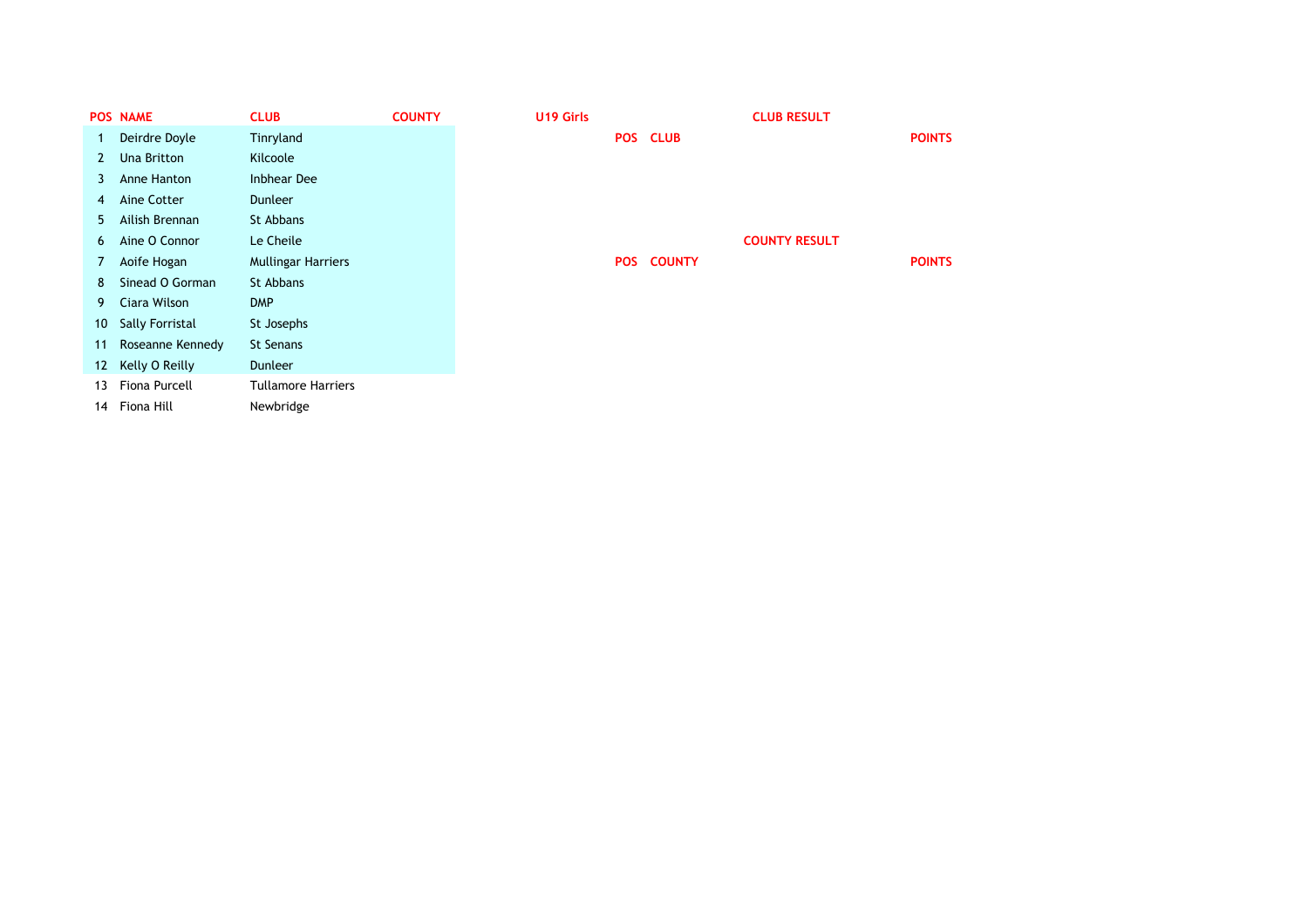| POS | NAME | CLUB | COUNTY |
|---|---|---|---|
| 1 | Deirdre Doyle | Tinryland | |
| 2 | Una Britton | Kilcoole | |
| 3 | Anne Hanton | Inbhear Dee | |
| 4 | Aine Cotter | Dunleer | |
| 5 | Ailish Brennan | St Abbans | |
| 6 | Aine O Connor | Le Cheile | |
| 7 | Aoife Hogan | Mullingar Harriers | |
| 8 | Sinead O Gorman | St Abbans | |
| 9 | Ciara Wilson | DMP | |
| 10 | Sally Forristal | St Josephs | |
| 11 | Roseanne Kennedy | St Senans | |
| 12 | Kelly O Reilly | Dunleer | |
| 13 | Fiona Purcell | Tullamore Harriers | |
| 14 | Fiona Hill | Newbridge | |

**U19 Girls**

**CLUB RESULT**

| POS | CLUB | POINTS |
|---|---|---|

**COUNTY RESULT**

| POS | COUNTY | POINTS |
|---|---|---|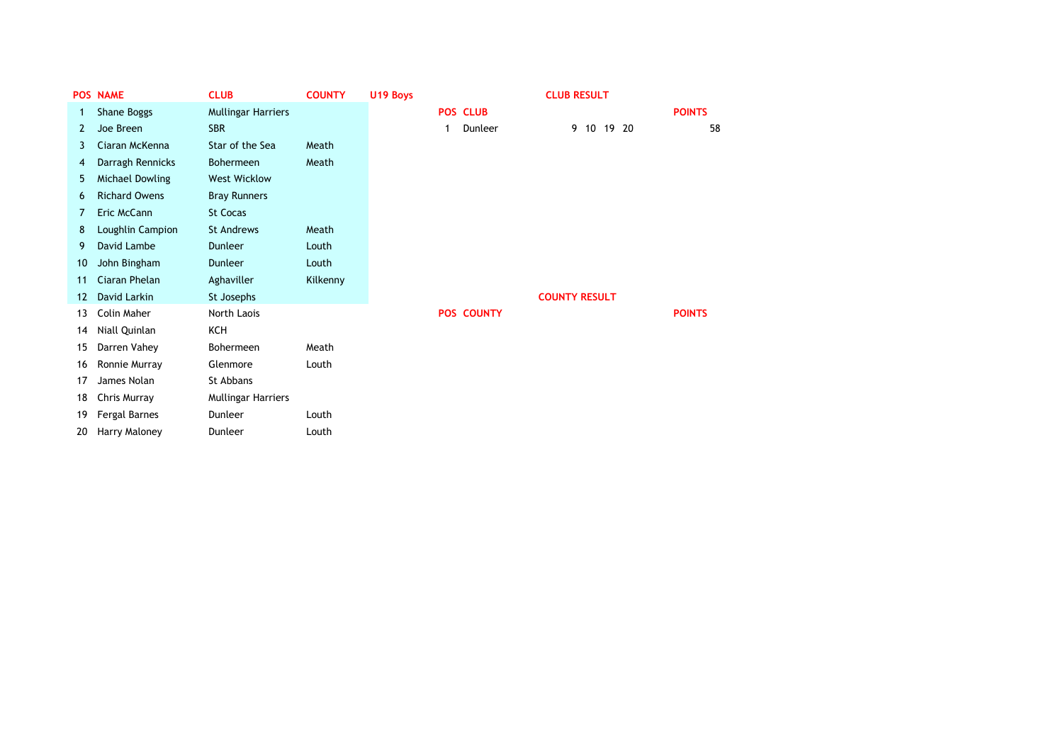## U19 Boys

| POS | NAME | CLUB | COUNTY |
|---|---|---|---|
| 1 | Shane Boggs | Mullingar Harriers | |
| 2 | Joe Breen | SBR | |
| 3 | Ciaran McKenna | Star of the Sea | Meath |
| 4 | Darragh Rennicks | Bohermeen | Meath |
| 5 | Michael Dowling | West Wicklow | |
| 6 | Richard Owens | Bray Runners | |
| 7 | Eric McCann | St Cocas | |
| 8 | Loughlin Campion | St Andrews | Meath |
| 9 | David Lambe | Dunleer | Louth |
| 10 | John Bingham | Dunleer | Louth |
| 11 | Ciaran Phelan | Aghaviller | Kilkenny |
| 12 | David Larkin | St Josephs | |
| 13 | Colin Maher | North Laois | |
| 14 | Niall Quinlan | KCH | |
| 15 | Darren Vahey | Bohermeen | Meath |
| 16 | Ronnie Murray | Glenmore | Louth |
| 17 | James Nolan | St Abbans | |
| 18 | Chris Murray | Mullingar Harriers | |
| 19 | Fergal Barnes | Dunleer | Louth |
| 20 | Harry Maloney | Dunleer | Louth |

### CLUB RESULT

| POS | CLUB | | POINTS |
|---|---|---|---|
| 1 | Dunleer | 9 10 19 20 | 58 |

### COUNTY RESULT

| POS | COUNTY | POINTS |
|---|---|---|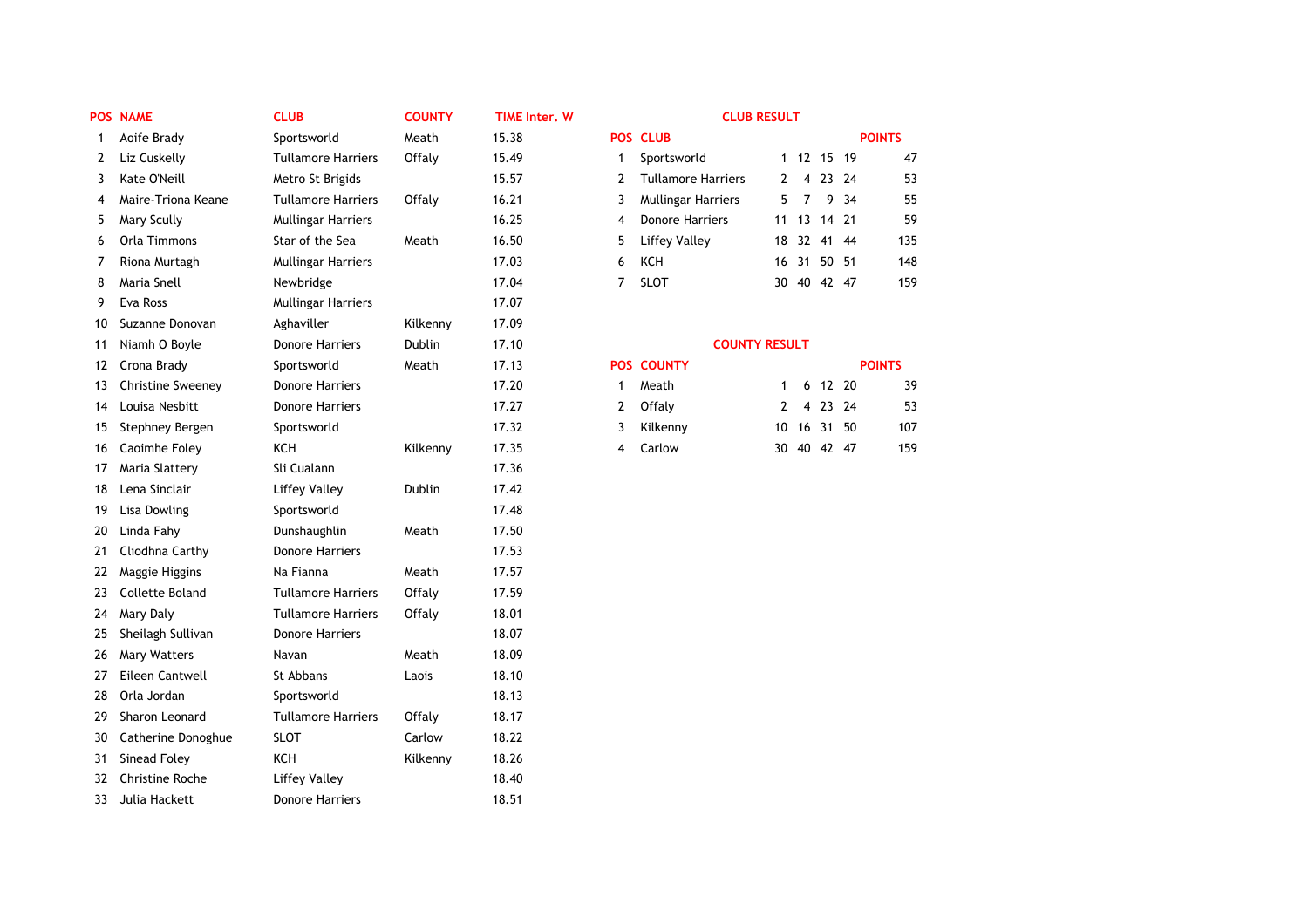| POS | NAME | CLUB | COUNTY | TIME Inter. W |
|---|---|---|---|---|
| 1 | Aoife Brady | Sportsworld | Meath | 15.38 |
| 2 | Liz Cuskelly | Tullamore Harriers | Offaly | 15.49 |
| 3 | Kate O'Neill | Metro St Brigids | | 15.57 |
| 4 | Maire-Triona Keane | Tullamore Harriers | Offaly | 16.21 |
| 5 | Mary Scully | Mullingar Harriers | | 16.25 |
| 6 | Orla Timmons | Star of the Sea | Meath | 16.50 |
| 7 | Riona Murtagh | Mullingar Harriers | | 17.03 |
| 8 | Maria Snell | Newbridge | | 17.04 |
| 9 | Eva Ross | Mullingar Harriers | | 17.07 |
| 10 | Suzanne Donovan | Aghaviller | Kilkenny | 17.09 |
| 11 | Niamh O Boyle | Donore Harriers | Dublin | 17.10 |
| 12 | Crona Brady | Sportsworld | Meath | 17.13 |
| 13 | Christine Sweeney | Donore Harriers | | 17.20 |
| 14 | Louisa Nesbitt | Donore Harriers | | 17.27 |
| 15 | Stephney Bergen | Sportsworld | | 17.32 |
| 16 | Caoimhe Foley | KCH | Kilkenny | 17.35 |
| 17 | Maria Slattery | Sli Cualann | | 17.36 |
| 18 | Lena Sinclair | Liffey Valley | Dublin | 17.42 |
| 19 | Lisa Dowling | Sportsworld | | 17.48 |
| 20 | Linda Fahy | Dunshaughlin | Meath | 17.50 |
| 21 | Cliodhna Carthy | Donore Harriers | | 17.53 |
| 22 | Maggie Higgins | Na Fianna | Meath | 17.57 |
| 23 | Collette Boland | Tullamore Harriers | Offaly | 17.59 |
| 24 | Mary Daly | Tullamore Harriers | Offaly | 18.01 |
| 25 | Sheilagh Sullivan | Donore Harriers | | 18.07 |
| 26 | Mary Watters | Navan | Meath | 18.09 |
| 27 | Eileen Cantwell | St Abbans | Laois | 18.10 |
| 28 | Orla Jordan | Sportsworld | | 18.13 |
| 29 | Sharon Leonard | Tullamore Harriers | Offaly | 18.17 |
| 30 | Catherine Donoghue | SLOT | Carlow | 18.22 |
| 31 | Sinead Foley | KCH | Kilkenny | 18.26 |
| 32 | Christine Roche | Liffey Valley | | 18.40 |
| 33 | Julia Hackett | Donore Harriers | | 18.51 |

**CLUB RESULT**

| POS | CLUB | | | | | POINTS |
|---|---|---|---|---|---|---|
| 1 | Sportsworld | 1 | 12 | 15 | 19 | 47 |
| 2 | Tullamore Harriers | 2 | 4 | 23 | 24 | 53 |
| 3 | Mullingar Harriers | 5 | 7 | 9 | 34 | 55 |
| 4 | Donore Harriers | 11 | 13 | 14 | 21 | 59 |
| 5 | Liffey Valley | 18 | 32 | 41 | 44 | 135 |
| 6 | KCH | 16 | 31 | 50 | 51 | 148 |
| 7 | SLOT | 30 | 40 | 42 | 47 | 159 |

**COUNTY RESULT**

| POS | COUNTY | | | | | POINTS |
|---|---|---|---|---|---|---|
| 1 | Meath | 1 | 6 | 12 | 20 | 39 |
| 2 | Offaly | 2 | 4 | 23 | 24 | 53 |
| 3 | Kilkenny | 10 | 16 | 31 | 50 | 107 |
| 4 | Carlow | 30 | 40 | 42 | 47 | 159 |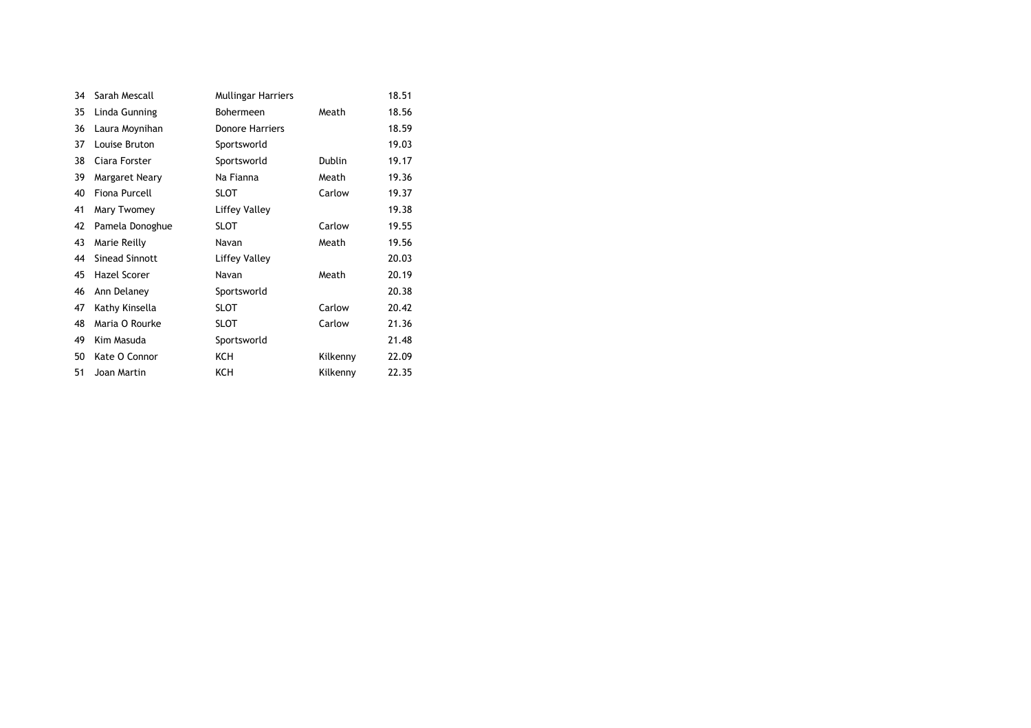| | | | | |
|---|---|---|---|---|
| 34 | Sarah Mescall | Mullingar Harriers | | 18.51 |
| 35 | Linda Gunning | Bohermeen | Meath | 18.56 |
| 36 | Laura Moynihan | Donore Harriers | | 18.59 |
| 37 | Louise Bruton | Sportsworld | | 19.03 |
| 38 | Ciara Forster | Sportsworld | Dublin | 19.17 |
| 39 | Margaret Neary | Na Fianna | Meath | 19.36 |
| 40 | Fiona Purcell | SLOT | Carlow | 19.37 |
| 41 | Mary Twomey | Liffey Valley | | 19.38 |
| 42 | Pamela Donoghue | SLOT | Carlow | 19.55 |
| 43 | Marie Reilly | Navan | Meath | 19.56 |
| 44 | Sinead Sinnott | Liffey Valley | | 20.03 |
| 45 | Hazel Scorer | Navan | Meath | 20.19 |
| 46 | Ann Delaney | Sportsworld | | 20.38 |
| 47 | Kathy Kinsella | SLOT | Carlow | 20.42 |
| 48 | Maria O Rourke | SLOT | Carlow | 21.36 |
| 49 | Kim Masuda | Sportsworld | | 21.48 |
| 50 | Kate O Connor | KCH | Kilkenny | 22.09 |
| 51 | Joan Martin | KCH | Kilkenny | 22.35 |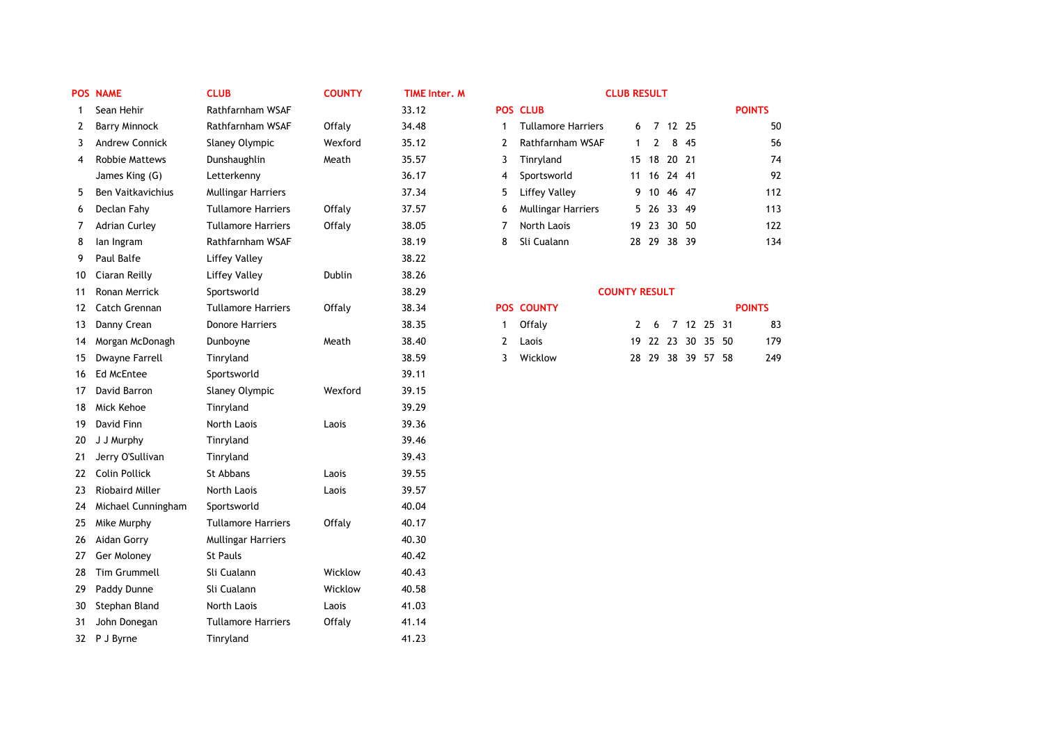| POS | NAME | CLUB | COUNTY | TIME Inter. M |
|---|---|---|---|---|
| 1 | Sean Hehir | Rathfarnham WSAF | | 33.12 |
| 2 | Barry Minnock | Rathfarnham WSAF | Offaly | 34.48 |
| 3 | Andrew Connick | Slaney Olympic | Wexford | 35.12 |
| 4 | Robbie Mattews | Dunshaughlin | Meath | 35.57 |
| | James King (G) | Letterkenny | | 36.17 |
| 5 | Ben Vaitkavichius | Mullingar Harriers | | 37.34 |
| 6 | Declan Fahy | Tullamore Harriers | Offaly | 37.57 |
| 7 | Adrian Curley | Tullamore Harriers | Offaly | 38.05 |
| 8 | Ian Ingram | Rathfarnham WSAF | | 38.19 |
| 9 | Paul Balfe | Liffey Valley | | 38.22 |
| 10 | Ciaran Reilly | Liffey Valley | Dublin | 38.26 |
| 11 | Ronan Merrick | Sportsworld | | 38.29 |
| 12 | Catch Grennan | Tullamore Harriers | Offaly | 38.34 |
| 13 | Danny Crean | Donore Harriers | | 38.35 |
| 14 | Morgan McDonagh | Dunboyne | Meath | 38.40 |
| 15 | Dwayne Farrell | Tinryland | | 38.59 |
| 16 | Ed McEntee | Sportsworld | | 39.11 |
| 17 | David Barron | Slaney Olympic | Wexford | 39.15 |
| 18 | Mick Kehoe | Tinryland | | 39.29 |
| 19 | David Finn | North Laois | Laois | 39.36 |
| 20 | J J Murphy | Tinryland | | 39.46 |
| 21 | Jerry O'Sullivan | Tinryland | | 39.43 |
| 22 | Colin Pollick | St Abbans | Laois | 39.55 |
| 23 | Riobaird Miller | North Laois | Laois | 39.57 |
| 24 | Michael Cunningham | Sportsworld | | 40.04 |
| 25 | Mike Murphy | Tullamore Harriers | Offaly | 40.17 |
| 26 | Aidan Gorry | Mullingar Harriers | | 40.30 |
| 27 | Ger Moloney | St Pauls | | 40.42 |
| 28 | Tim Grummell | Sli Cualann | Wicklow | 40.43 |
| 29 | Paddy Dunne | Sli Cualann | Wicklow | 40.58 |
| 30 | Stephan Bland | North Laois | Laois | 41.03 |
| 31 | John Donegan | Tullamore Harriers | Offaly | 41.14 |
| 32 | P J Byrne | Tinryland | | 41.23 |

**CLUB RESULT**

| POS | CLUB | | | | | POINTS |
|---|---|---|---|---|---|---|
| 1 | Tullamore Harriers | 6 | 7 | 12 | 25 | 50 |
| 2 | Rathfarnham WSAF | 1 | 2 | 8 | 45 | 56 |
| 3 | Tinryland | 15 | 18 | 20 | 21 | 74 |
| 4 | Sportsworld | 11 | 16 | 24 | 41 | 92 |
| 5 | Liffey Valley | 9 | 10 | 46 | 47 | 112 |
| 6 | Mullingar Harriers | 5 | 26 | 33 | 49 | 113 |
| 7 | North Laois | 19 | 23 | 30 | 50 | 122 |
| 8 | Sli Cualann | 28 | 29 | 38 | 39 | 134 |

**COUNTY RESULT**

| POS | COUNTY | | | | | | | POINTS |
|---|---|---|---|---|---|---|---|---|
| 1 | Offaly | 2 | 6 | 7 | 12 | 25 | 31 | 83 |
| 2 | Laois | 19 | 22 | 23 | 30 | 35 | 50 | 179 |
| 3 | Wicklow | 28 | 29 | 38 | 39 | 57 | 58 | 249 |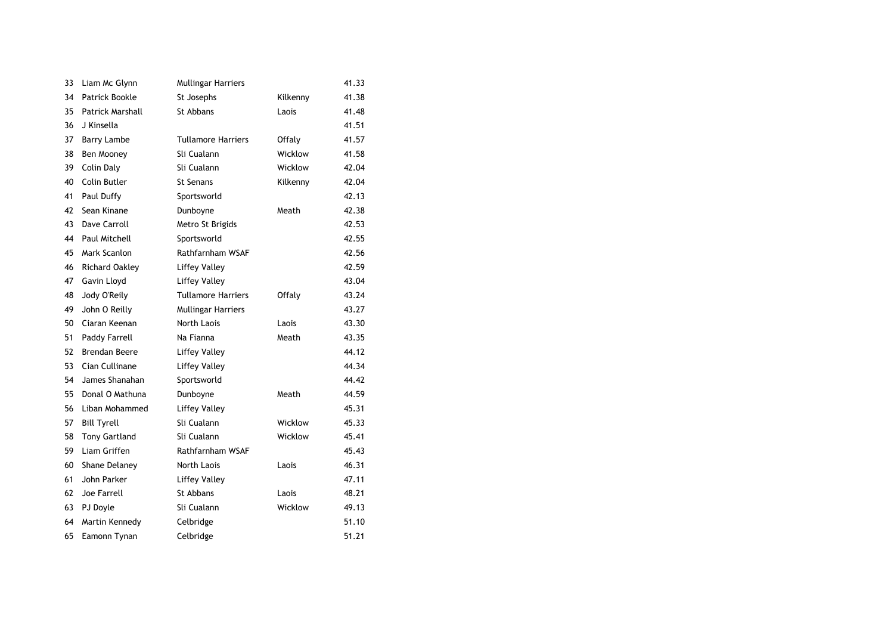| | | | | |
|---|---|---|---|---|
| 33 | Liam Mc Glynn | Mullingar Harriers | | 41.33 |
| 34 | Patrick Bookle | St Josephs | Kilkenny | 41.38 |
| 35 | Patrick Marshall | St Abbans | Laois | 41.48 |
| 36 | J Kinsella | | | 41.51 |
| 37 | Barry Lambe | Tullamore Harriers | Offaly | 41.57 |
| 38 | Ben Mooney | Sli Cualann | Wicklow | 41.58 |
| 39 | Colin Daly | Sli Cualann | Wicklow | 42.04 |
| 40 | Colin Butler | St Senans | Kilkenny | 42.04 |
| 41 | Paul Duffy | Sportsworld | | 42.13 |
| 42 | Sean Kinane | Dunboyne | Meath | 42.38 |
| 43 | Dave Carroll | Metro St Brigids | | 42.53 |
| 44 | Paul Mitchell | Sportsworld | | 42.55 |
| 45 | Mark Scanlon | Rathfarnham WSAF | | 42.56 |
| 46 | Richard Oakley | Liffey Valley | | 42.59 |
| 47 | Gavin Lloyd | Liffey Valley | | 43.04 |
| 48 | Jody O'Reily | Tullamore Harriers | Offaly | 43.24 |
| 49 | John O Reilly | Mullingar Harriers | | 43.27 |
| 50 | Ciaran Keenan | North Laois | Laois | 43.30 |
| 51 | Paddy Farrell | Na Fianna | Meath | 43.35 |
| 52 | Brendan Beere | Liffey Valley | | 44.12 |
| 53 | Cian Cullinane | Liffey Valley | | 44.34 |
| 54 | James Shanahan | Sportsworld | | 44.42 |
| 55 | Donal O Mathuna | Dunboyne | Meath | 44.59 |
| 56 | Liban Mohammed | Liffey Valley | | 45.31 |
| 57 | Bill Tyrell | Sli Cualann | Wicklow | 45.33 |
| 58 | Tony Gartland | Sli Cualann | Wicklow | 45.41 |
| 59 | Liam Griffen | Rathfarnham WSAF | | 45.43 |
| 60 | Shane Delaney | North Laois | Laois | 46.31 |
| 61 | John Parker | Liffey Valley | | 47.11 |
| 62 | Joe Farrell | St Abbans | Laois | 48.21 |
| 63 | PJ Doyle | Sli Cualann | Wicklow | 49.13 |
| 64 | Martin Kennedy | Celbridge | | 51.10 |
| 65 | Eamonn Tynan | Celbridge | | 51.21 |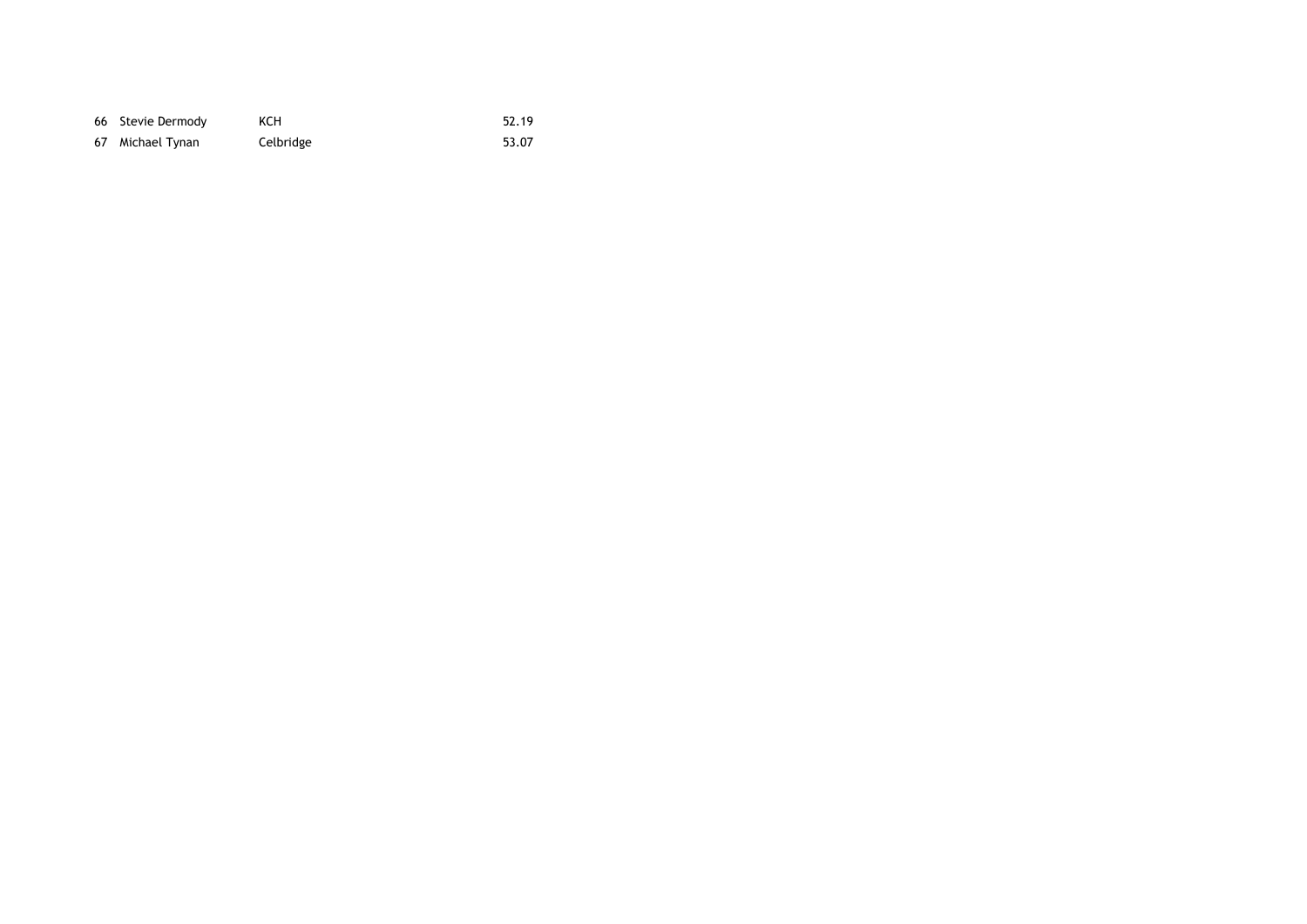| | | | |
|---|---|---|---|
| 66 | Stevie Dermody | KCH | 52.19 |
| 67 | Michael Tynan | Celbridge | 53.07 |